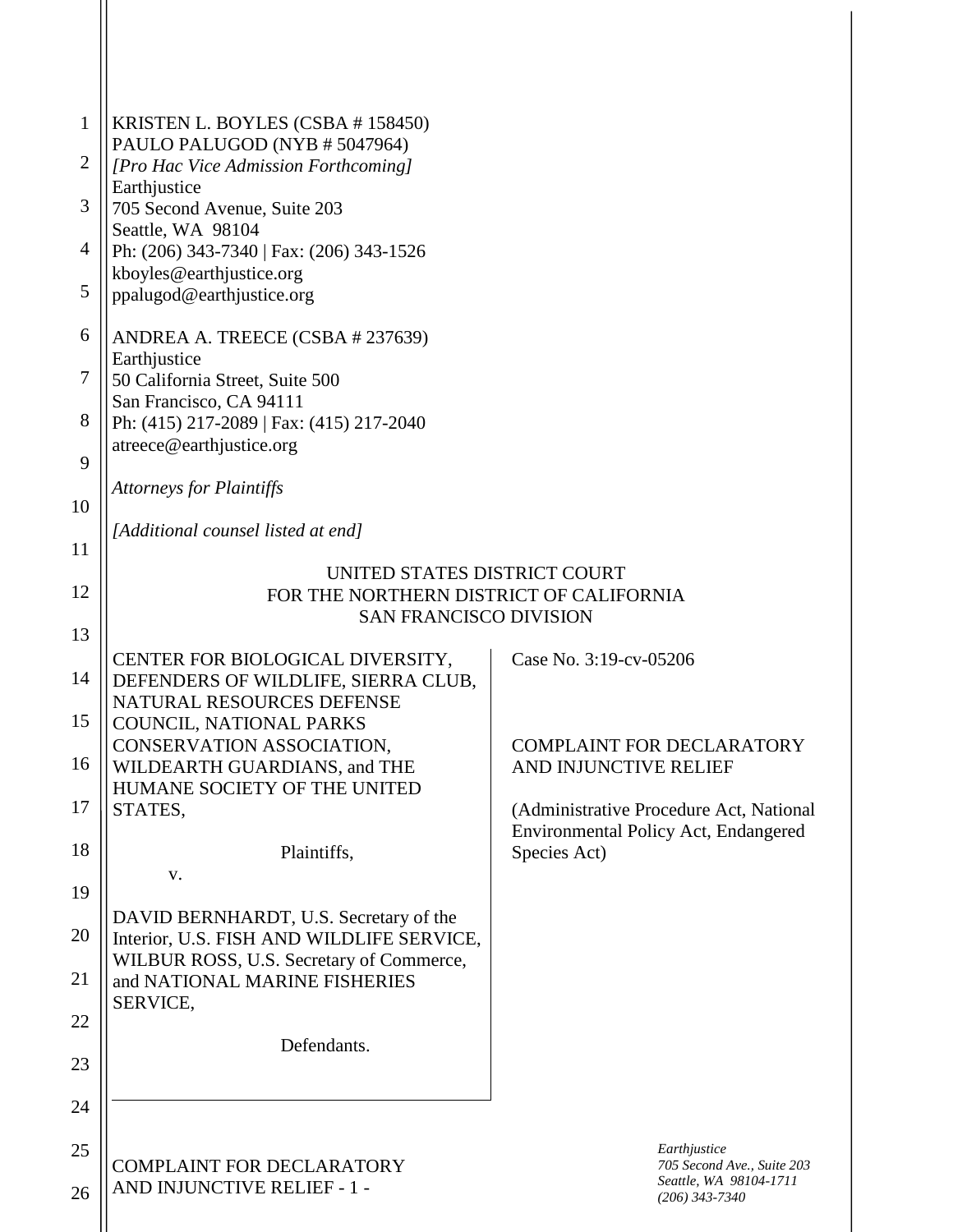KRISTEN L. BOYLES (CSBA # 158450)
PAULO PALUGOD (NYB # 5047964)
*[Pro Hac Vice Admission Forthcoming]*
Earthjustice
705 Second Avenue, Suite 203
Seattle, WA 98104
Ph: (206) 343-7340 | Fax: (206) 343-1526
kboyles@earthjustice.org
ppalugod@earthjustice.org

ANDREA A. TREECE (CSBA # 237639)
Earthjustice
50 California Street, Suite 500
San Francisco, CA 94111
Ph: (415) 217-2089 | Fax: (415) 217-2040
atreece@earthjustice.org

*Attorneys for Plaintiffs*

*[Additional counsel listed at end]*

UNITED STATES DISTRICT COURT
FOR THE NORTHERN DISTRICT OF CALIFORNIA
SAN FRANCISCO DIVISION

CENTER FOR BIOLOGICAL DIVERSITY, DEFENDERS OF WILDLIFE, SIERRA CLUB, NATURAL RESOURCES DEFENSE COUNCIL, NATIONAL PARKS CONSERVATION ASSOCIATION, WILDEARTH GUARDIANS, and THE HUMANE SOCIETY OF THE UNITED STATES,

Plaintiffs,

v.

DAVID BERNHARDT, U.S. Secretary of the Interior, U.S. FISH AND WILDLIFE SERVICE, WILBUR ROSS, U.S. Secretary of Commerce, and NATIONAL MARINE FISHERIES SERVICE,

Defendants.

Case No. 3:19-cv-05206

COMPLAINT FOR DECLARATORY AND INJUNCTIVE RELIEF

(Administrative Procedure Act, National Environmental Policy Act, Endangered Species Act)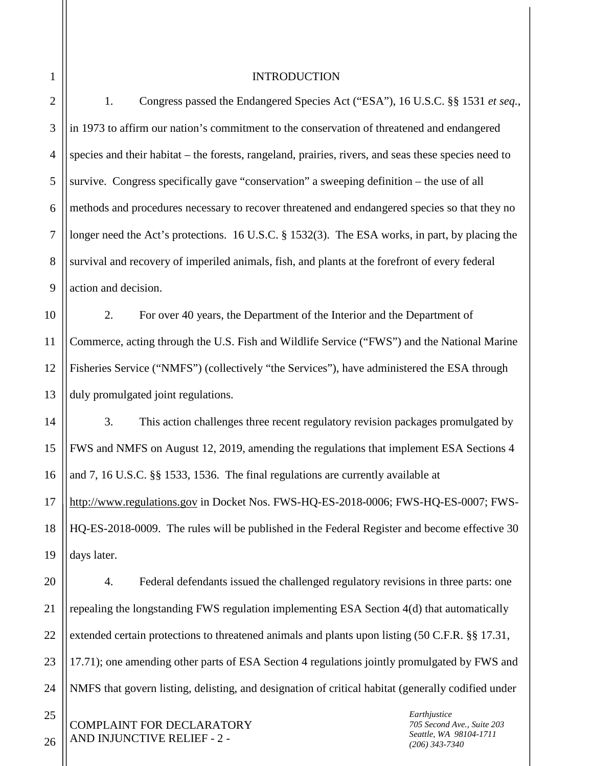## INTRODUCTION

1. Congress passed the Endangered Species Act ("ESA"), 16 U.S.C. §§ 1531 *et seq.*, in 1973 to affirm our nation's commitment to the conservation of threatened and endangered species and their habitat – the forests, rangeland, prairies, rivers, and seas these species need to survive. Congress specifically gave "conservation" a sweeping definition – the use of all methods and procedures necessary to recover threatened and endangered species so that they no longer need the Act's protections. 16 U.S.C. § 1532(3). The ESA works, in part, by placing the survival and recovery of imperiled animals, fish, and plants at the forefront of every federal action and decision.

2. For over 40 years, the Department of the Interior and the Department of Commerce, acting through the U.S. Fish and Wildlife Service ("FWS") and the National Marine Fisheries Service ("NMFS") (collectively "the Services"), have administered the ESA through duly promulgated joint regulations.

3. This action challenges three recent regulatory revision packages promulgated by FWS and NMFS on August 12, 2019, amending the regulations that implement ESA Sections 4 and 7, 16 U.S.C. §§ 1533, 1536. The final regulations are currently available at http://www.regulations.gov in Docket Nos. FWS-HQ-ES-2018-0006; FWS-HQ-ES-0007; FWS-HQ-ES-2018-0009. The rules will be published in the Federal Register and become effective 30 days later.

4. Federal defendants issued the challenged regulatory revisions in three parts: one repealing the longstanding FWS regulation implementing ESA Section 4(d) that automatically extended certain protections to threatened animals and plants upon listing (50 C.F.R. §§ 17.31, 17.71); one amending other parts of ESA Section 4 regulations jointly promulgated by FWS and NMFS that govern listing, delisting, and designation of critical habitat (generally codified under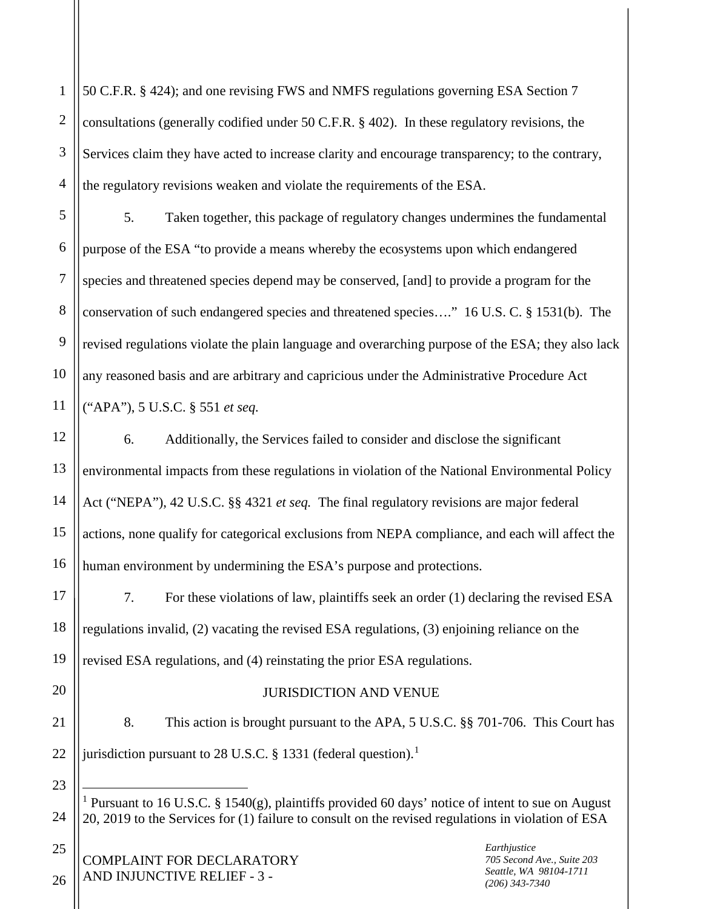50 C.F.R. § 424); and one revising FWS and NMFS regulations governing ESA Section 7 consultations (generally codified under 50 C.F.R. § 402). In these regulatory revisions, the Services claim they have acted to increase clarity and encourage transparency; to the contrary, the regulatory revisions weaken and violate the requirements of the ESA.

5. Taken together, this package of regulatory changes undermines the fundamental purpose of the ESA "to provide a means whereby the ecosystems upon which endangered species and threatened species depend may be conserved, [and] to provide a program for the conservation of such endangered species and threatened species…." 16 U.S. C. § 1531(b). The revised regulations violate the plain language and overarching purpose of the ESA; they also lack any reasoned basis and are arbitrary and capricious under the Administrative Procedure Act ("APA"), 5 U.S.C. § 551 *et seq.*

6. Additionally, the Services failed to consider and disclose the significant environmental impacts from these regulations in violation of the National Environmental Policy Act ("NEPA"), 42 U.S.C. §§ 4321 *et seq.* The final regulatory revisions are major federal actions, none qualify for categorical exclusions from NEPA compliance, and each will affect the human environment by undermining the ESA's purpose and protections.

7. For these violations of law, plaintiffs seek an order (1) declaring the revised ESA regulations invalid, (2) vacating the revised ESA regulations, (3) enjoining reliance on the revised ESA regulations, and (4) reinstating the prior ESA regulations.

## JURISDICTION AND VENUE

8. This action is brought pursuant to the APA, 5 U.S.C. §§ 701-706. This Court has jurisdiction pursuant to 28 U.S.C. § 1331 (federal question).[1]

---

[1] Pursuant to 16 U.S.C. § 1540(g), plaintiffs provided 60 days' notice of intent to sue on August 20, 2019 to the Services for (1) failure to consult on the revised regulations in violation of ESA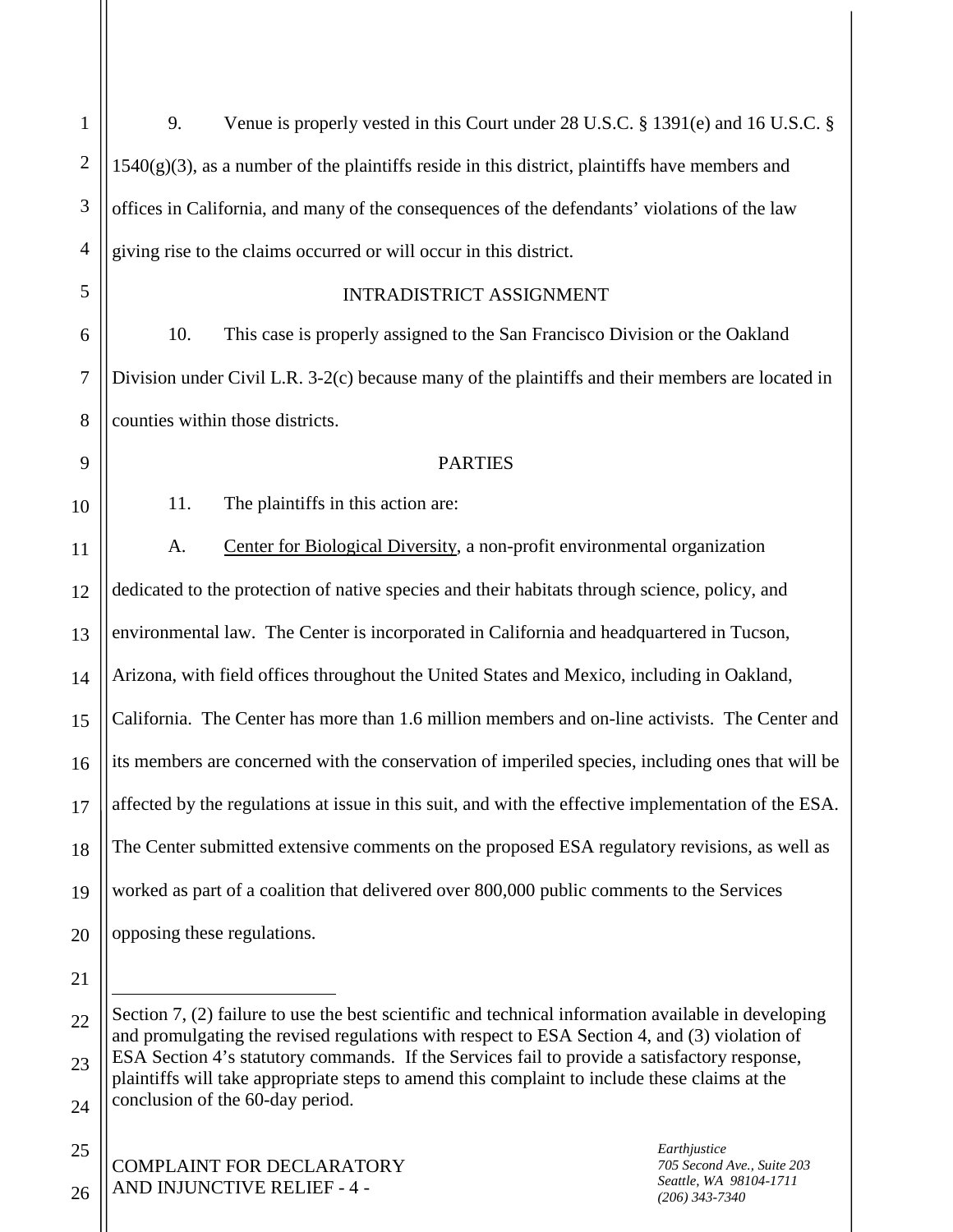9. Venue is properly vested in this Court under 28 U.S.C. § 1391(e) and 16 U.S.C. § 1540(g)(3), as a number of the plaintiffs reside in this district, plaintiffs have members and offices in California, and many of the consequences of the defendants' violations of the law giving rise to the claims occurred or will occur in this district.

## INTRADISTRICT ASSIGNMENT

10. This case is properly assigned to the San Francisco Division or the Oakland Division under Civil L.R. 3-2(c) because many of the plaintiffs and their members are located in counties within those districts.

## PARTIES

11. The plaintiffs in this action are:

A. Center for Biological Diversity, a non-profit environmental organization dedicated to the protection of native species and their habitats through science, policy, and environmental law. The Center is incorporated in California and headquartered in Tucson, Arizona, with field offices throughout the United States and Mexico, including in Oakland, California. The Center has more than 1.6 million members and on-line activists. The Center and its members are concerned with the conservation of imperiled species, including ones that will be affected by the regulations at issue in this suit, and with the effective implementation of the ESA. The Center submitted extensive comments on the proposed ESA regulatory revisions, as well as worked as part of a coalition that delivered over 800,000 public comments to the Services opposing these regulations.

---

Section 7, (2) failure to use the best scientific and technical information available in developing and promulgating the revised regulations with respect to ESA Section 4, and (3) violation of ESA Section 4's statutory commands. If the Services fail to provide a satisfactory response, plaintiffs will take appropriate steps to amend this complaint to include these claims at the conclusion of the 60-day period.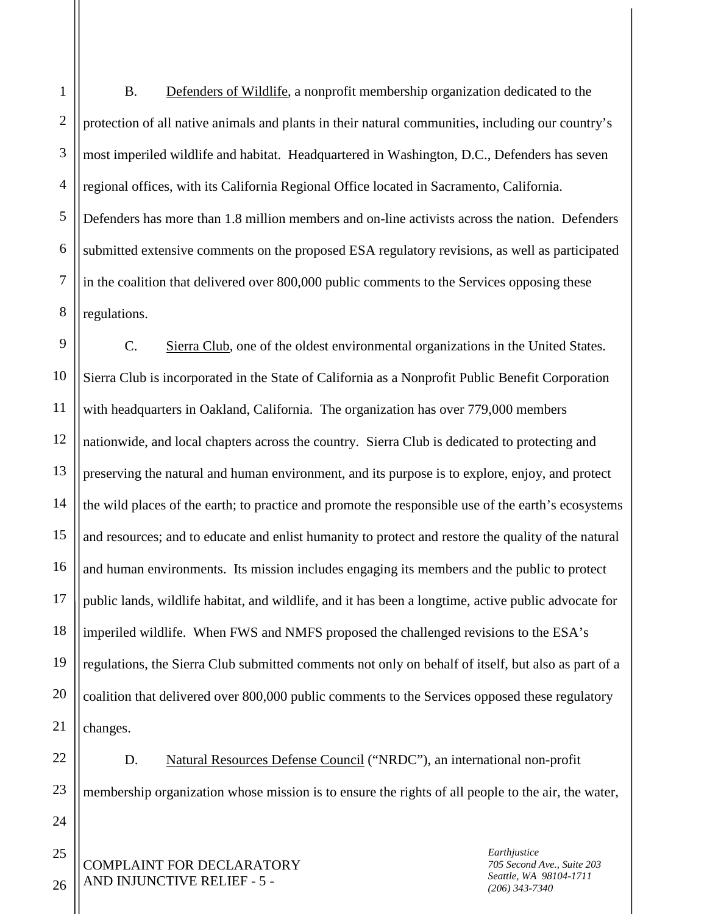B. Defenders of Wildlife, a nonprofit membership organization dedicated to the protection of all native animals and plants in their natural communities, including our country's most imperiled wildlife and habitat. Headquartered in Washington, D.C., Defenders has seven regional offices, with its California Regional Office located in Sacramento, California. Defenders has more than 1.8 million members and on-line activists across the nation. Defenders submitted extensive comments on the proposed ESA regulatory revisions, as well as participated in the coalition that delivered over 800,000 public comments to the Services opposing these regulations.

C. Sierra Club, one of the oldest environmental organizations in the United States. Sierra Club is incorporated in the State of California as a Nonprofit Public Benefit Corporation with headquarters in Oakland, California. The organization has over 779,000 members nationwide, and local chapters across the country. Sierra Club is dedicated to protecting and preserving the natural and human environment, and its purpose is to explore, enjoy, and protect the wild places of the earth; to practice and promote the responsible use of the earth's ecosystems and resources; and to educate and enlist humanity to protect and restore the quality of the natural and human environments. Its mission includes engaging its members and the public to protect public lands, wildlife habitat, and wildlife, and it has been a longtime, active public advocate for imperiled wildlife. When FWS and NMFS proposed the challenged revisions to the ESA's regulations, the Sierra Club submitted comments not only on behalf of itself, but also as part of a coalition that delivered over 800,000 public comments to the Services opposed these regulatory changes.

D. Natural Resources Defense Council ("NRDC"), an international non-profit membership organization whose mission is to ensure the rights of all people to the air, the water,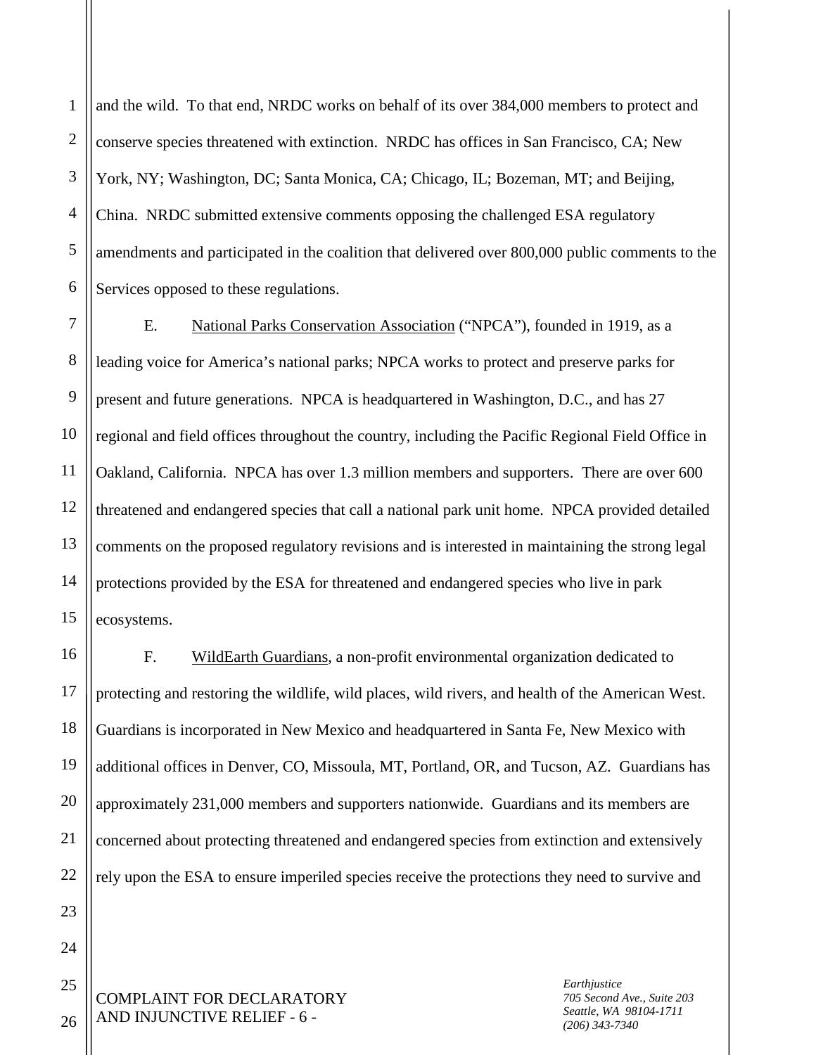and the wild. To that end, NRDC works on behalf of its over 384,000 members to protect and conserve species threatened with extinction. NRDC has offices in San Francisco, CA; New York, NY; Washington, DC; Santa Monica, CA; Chicago, IL; Bozeman, MT; and Beijing, China. NRDC submitted extensive comments opposing the challenged ESA regulatory amendments and participated in the coalition that delivered over 800,000 public comments to the Services opposed to these regulations.

E. National Parks Conservation Association ("NPCA"), founded in 1919, as a leading voice for America's national parks; NPCA works to protect and preserve parks for present and future generations. NPCA is headquartered in Washington, D.C., and has 27 regional and field offices throughout the country, including the Pacific Regional Field Office in Oakland, California. NPCA has over 1.3 million members and supporters. There are over 600 threatened and endangered species that call a national park unit home. NPCA provided detailed comments on the proposed regulatory revisions and is interested in maintaining the strong legal protections provided by the ESA for threatened and endangered species who live in park ecosystems.

F. WildEarth Guardians, a non-profit environmental organization dedicated to protecting and restoring the wildlife, wild places, wild rivers, and health of the American West. Guardians is incorporated in New Mexico and headquartered in Santa Fe, New Mexico with additional offices in Denver, CO, Missoula, MT, Portland, OR, and Tucson, AZ. Guardians has approximately 231,000 members and supporters nationwide. Guardians and its members are concerned about protecting threatened and endangered species from extinction and extensively rely upon the ESA to ensure imperiled species receive the protections they need to survive and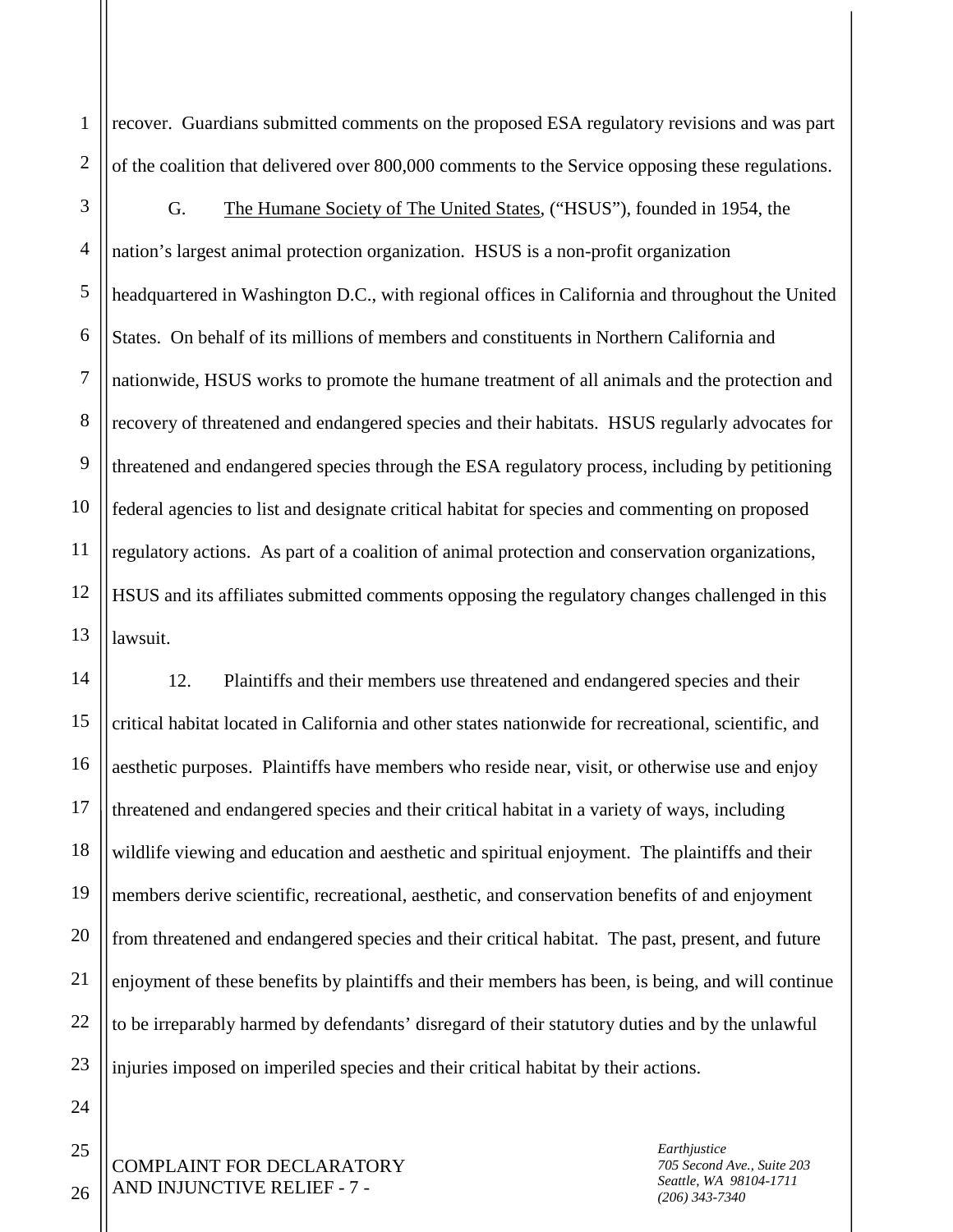recover. Guardians submitted comments on the proposed ESA regulatory revisions and was part of the coalition that delivered over 800,000 comments to the Service opposing these regulations.

G. The Humane Society of The United States, ("HSUS"), founded in 1954, the nation's largest animal protection organization. HSUS is a non-profit organization headquartered in Washington D.C., with regional offices in California and throughout the United States. On behalf of its millions of members and constituents in Northern California and nationwide, HSUS works to promote the humane treatment of all animals and the protection and recovery of threatened and endangered species and their habitats. HSUS regularly advocates for threatened and endangered species through the ESA regulatory process, including by petitioning federal agencies to list and designate critical habitat for species and commenting on proposed regulatory actions. As part of a coalition of animal protection and conservation organizations, HSUS and its affiliates submitted comments opposing the regulatory changes challenged in this lawsuit.

12. Plaintiffs and their members use threatened and endangered species and their critical habitat located in California and other states nationwide for recreational, scientific, and aesthetic purposes. Plaintiffs have members who reside near, visit, or otherwise use and enjoy threatened and endangered species and their critical habitat in a variety of ways, including wildlife viewing and education and aesthetic and spiritual enjoyment. The plaintiffs and their members derive scientific, recreational, aesthetic, and conservation benefits of and enjoyment from threatened and endangered species and their critical habitat. The past, present, and future enjoyment of these benefits by plaintiffs and their members has been, is being, and will continue to be irreparably harmed by defendants' disregard of their statutory duties and by the unlawful injuries imposed on imperiled species and their critical habitat by their actions.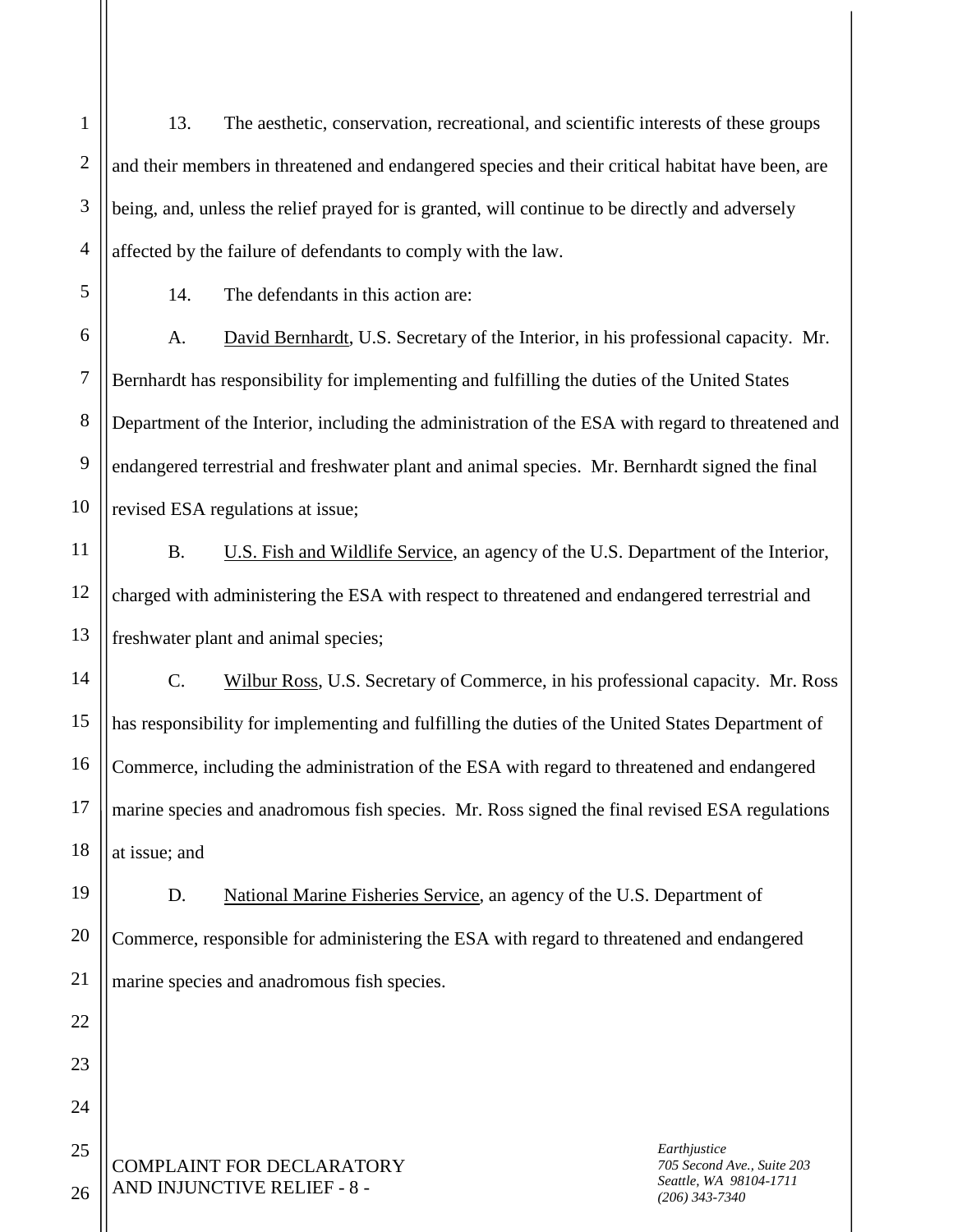13. The aesthetic, conservation, recreational, and scientific interests of these groups and their members in threatened and endangered species and their critical habitat have been, are being, and, unless the relief prayed for is granted, will continue to be directly and adversely affected by the failure of defendants to comply with the law.

14. The defendants in this action are:

A. David Bernhardt, U.S. Secretary of the Interior, in his professional capacity. Mr. Bernhardt has responsibility for implementing and fulfilling the duties of the United States Department of the Interior, including the administration of the ESA with regard to threatened and endangered terrestrial and freshwater plant and animal species. Mr. Bernhardt signed the final revised ESA regulations at issue;

B. U.S. Fish and Wildlife Service, an agency of the U.S. Department of the Interior, charged with administering the ESA with respect to threatened and endangered terrestrial and freshwater plant and animal species;

C. Wilbur Ross, U.S. Secretary of Commerce, in his professional capacity. Mr. Ross has responsibility for implementing and fulfilling the duties of the United States Department of Commerce, including the administration of the ESA with regard to threatened and endangered marine species and anadromous fish species. Mr. Ross signed the final revised ESA regulations at issue; and

D. National Marine Fisheries Service, an agency of the U.S. Department of Commerce, responsible for administering the ESA with regard to threatened and endangered marine species and anadromous fish species.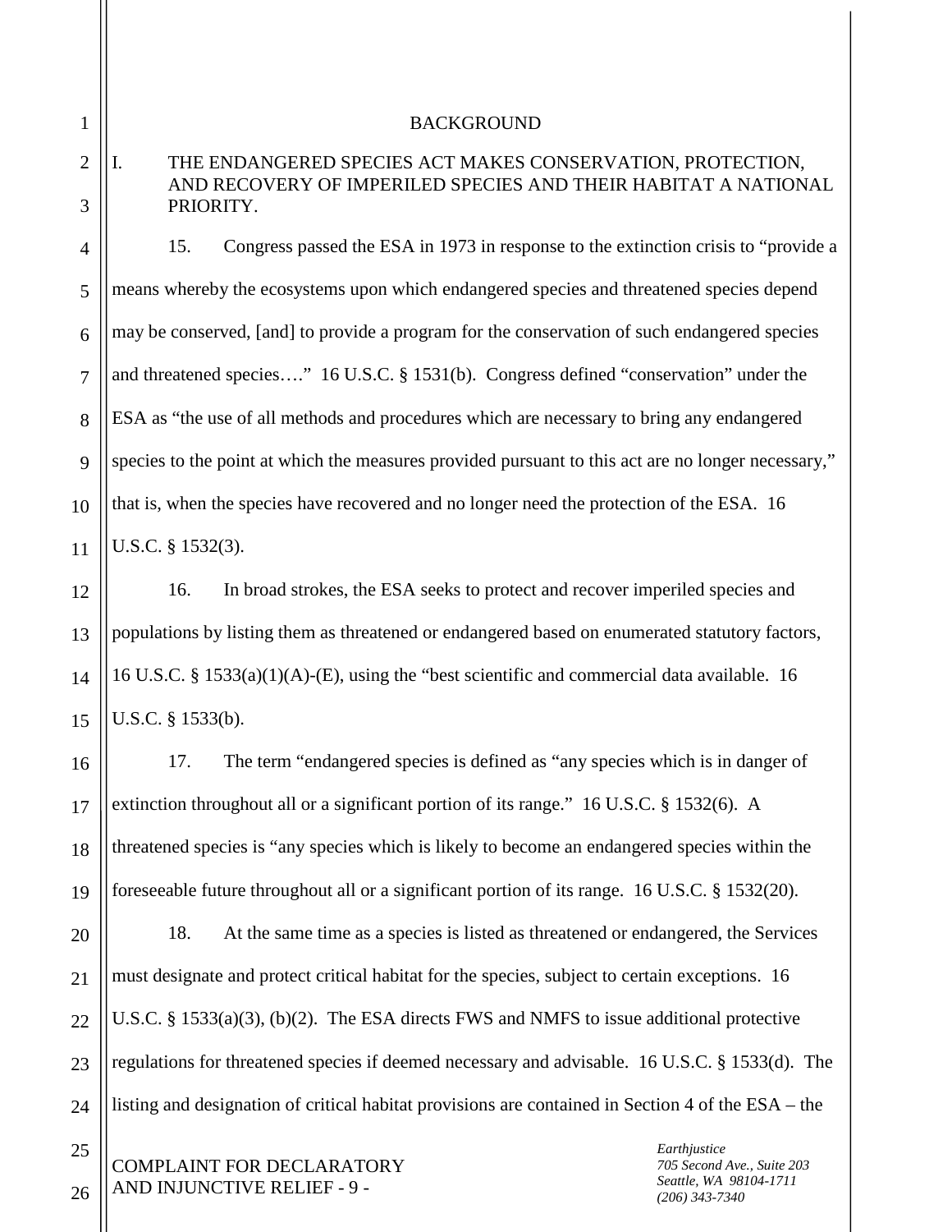## BACKGROUND

### I. THE ENDANGERED SPECIES ACT MAKES CONSERVATION, PROTECTION, AND RECOVERY OF IMPERILED SPECIES AND THEIR HABITAT A NATIONAL PRIORITY.

15. Congress passed the ESA in 1973 in response to the extinction crisis to "provide a means whereby the ecosystems upon which endangered species and threatened species depend may be conserved, [and] to provide a program for the conservation of such endangered species and threatened species…." 16 U.S.C. § 1531(b). Congress defined "conservation" under the ESA as "the use of all methods and procedures which are necessary to bring any endangered species to the point at which the measures provided pursuant to this act are no longer necessary," that is, when the species have recovered and no longer need the protection of the ESA. 16 U.S.C. § 1532(3).

16. In broad strokes, the ESA seeks to protect and recover imperiled species and populations by listing them as threatened or endangered based on enumerated statutory factors, 16 U.S.C. § 1533(a)(1)(A)-(E), using the "best scientific and commercial data available. 16 U.S.C. § 1533(b).

17. The term "endangered species is defined as "any species which is in danger of extinction throughout all or a significant portion of its range." 16 U.S.C. § 1532(6). A threatened species is "any species which is likely to become an endangered species within the foreseeable future throughout all or a significant portion of its range. 16 U.S.C. § 1532(20).

18. At the same time as a species is listed as threatened or endangered, the Services must designate and protect critical habitat for the species, subject to certain exceptions. 16 U.S.C. § 1533(a)(3), (b)(2). The ESA directs FWS and NMFS to issue additional protective regulations for threatened species if deemed necessary and advisable. 16 U.S.C. § 1533(d). The listing and designation of critical habitat provisions are contained in Section 4 of the ESA – the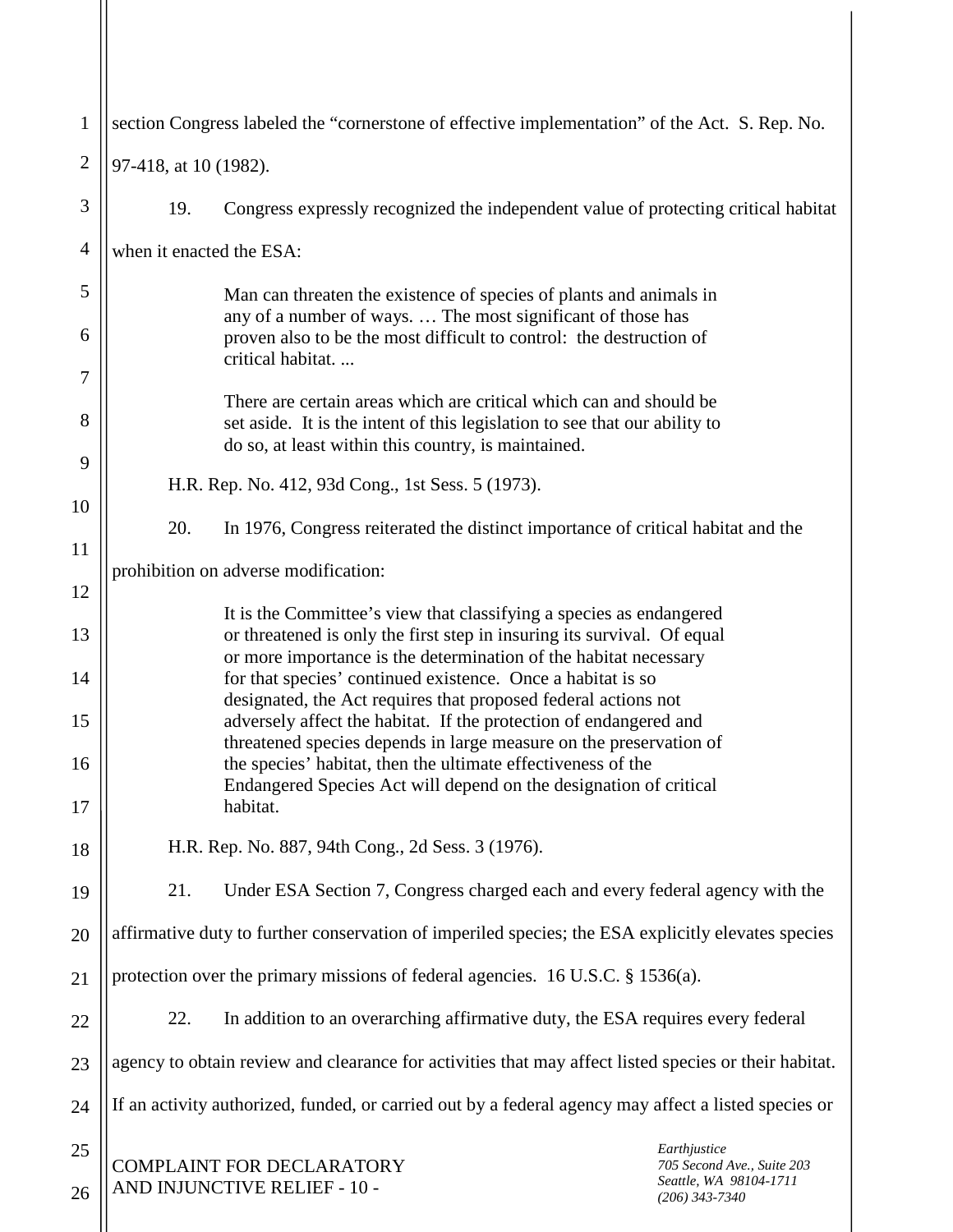section Congress labeled the "cornerstone of effective implementation" of the Act. S. Rep. No. 97-418, at 10 (1982).

19. Congress expressly recognized the independent value of protecting critical habitat when it enacted the ESA:

> Man can threaten the existence of species of plants and animals in any of a number of ways. … The most significant of those has proven also to be the most difficult to control: the destruction of critical habitat. ...
>
> There are certain areas which are critical which can and should be set aside. It is the intent of this legislation to see that our ability to do so, at least within this country, is maintained.

H.R. Rep. No. 412, 93d Cong., 1st Sess. 5 (1973).

20. In 1976, Congress reiterated the distinct importance of critical habitat and the prohibition on adverse modification:

> It is the Committee's view that classifying a species as endangered or threatened is only the first step in insuring its survival. Of equal or more importance is the determination of the habitat necessary for that species' continued existence. Once a habitat is so designated, the Act requires that proposed federal actions not adversely affect the habitat. If the protection of endangered and threatened species depends in large measure on the preservation of the species' habitat, then the ultimate effectiveness of the Endangered Species Act will depend on the designation of critical habitat.

H.R. Rep. No. 887, 94th Cong., 2d Sess. 3 (1976).

21. Under ESA Section 7, Congress charged each and every federal agency with the affirmative duty to further conservation of imperiled species; the ESA explicitly elevates species protection over the primary missions of federal agencies. 16 U.S.C. § 1536(a).

22. In addition to an overarching affirmative duty, the ESA requires every federal agency to obtain review and clearance for activities that may affect listed species or their habitat. If an activity authorized, funded, or carried out by a federal agency may affect a listed species or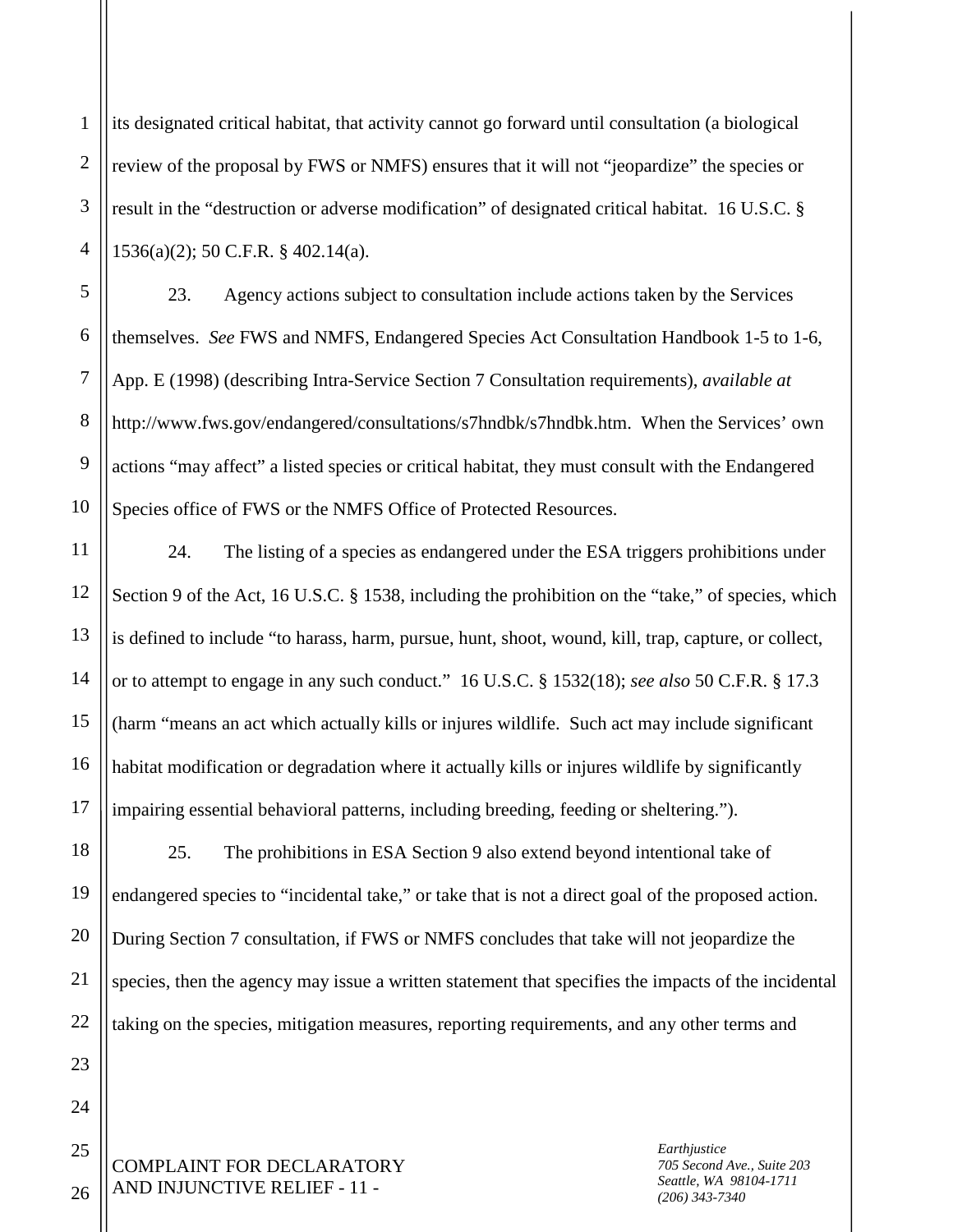its designated critical habitat, that activity cannot go forward until consultation (a biological review of the proposal by FWS or NMFS) ensures that it will not "jeopardize" the species or result in the "destruction or adverse modification" of designated critical habitat. 16 U.S.C. § 1536(a)(2); 50 C.F.R. § 402.14(a).

23. Agency actions subject to consultation include actions taken by the Services themselves. *See* FWS and NMFS, Endangered Species Act Consultation Handbook 1-5 to 1-6, App. E (1998) (describing Intra-Service Section 7 Consultation requirements), *available at* http://www.fws.gov/endangered/consultations/s7hndbk/s7hndbk.htm. When the Services' own actions "may affect" a listed species or critical habitat, they must consult with the Endangered Species office of FWS or the NMFS Office of Protected Resources.

24. The listing of a species as endangered under the ESA triggers prohibitions under Section 9 of the Act, 16 U.S.C. § 1538, including the prohibition on the "take," of species, which is defined to include "to harass, harm, pursue, hunt, shoot, wound, kill, trap, capture, or collect, or to attempt to engage in any such conduct." 16 U.S.C. § 1532(18); *see also* 50 C.F.R. § 17.3 (harm "means an act which actually kills or injures wildlife. Such act may include significant habitat modification or degradation where it actually kills or injures wildlife by significantly impairing essential behavioral patterns, including breeding, feeding or sheltering.").

25. The prohibitions in ESA Section 9 also extend beyond intentional take of endangered species to "incidental take," or take that is not a direct goal of the proposed action. During Section 7 consultation, if FWS or NMFS concludes that take will not jeopardize the species, then the agency may issue a written statement that specifies the impacts of the incidental taking on the species, mitigation measures, reporting requirements, and any other terms and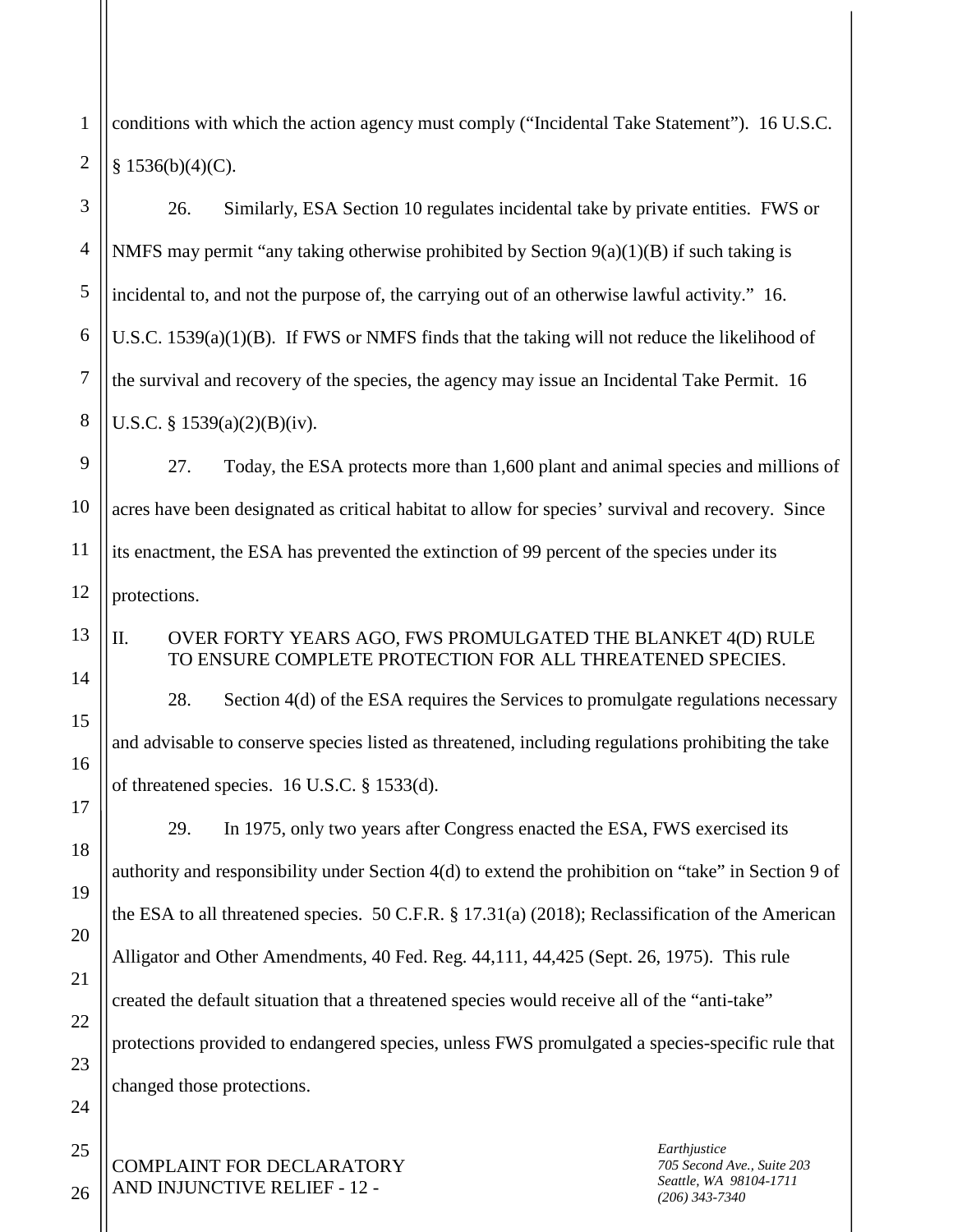conditions with which the action agency must comply ("Incidental Take Statement"). 16 U.S.C. § 1536(b)(4)(C).

26. Similarly, ESA Section 10 regulates incidental take by private entities. FWS or NMFS may permit "any taking otherwise prohibited by Section 9(a)(1)(B) if such taking is incidental to, and not the purpose of, the carrying out of an otherwise lawful activity." 16. U.S.C. 1539(a)(1)(B). If FWS or NMFS finds that the taking will not reduce the likelihood of the survival and recovery of the species, the agency may issue an Incidental Take Permit. 16 U.S.C. § 1539(a)(2)(B)(iv).

27. Today, the ESA protects more than 1,600 plant and animal species and millions of acres have been designated as critical habitat to allow for species' survival and recovery. Since its enactment, the ESA has prevented the extinction of 99 percent of the species under its protections.

## II. OVER FORTY YEARS AGO, FWS PROMULGATED THE BLANKET 4(D) RULE TO ENSURE COMPLETE PROTECTION FOR ALL THREATENED SPECIES.

28. Section 4(d) of the ESA requires the Services to promulgate regulations necessary and advisable to conserve species listed as threatened, including regulations prohibiting the take of threatened species. 16 U.S.C. § 1533(d).

29. In 1975, only two years after Congress enacted the ESA, FWS exercised its authority and responsibility under Section 4(d) to extend the prohibition on "take" in Section 9 of the ESA to all threatened species. 50 C.F.R. § 17.31(a) (2018); Reclassification of the American Alligator and Other Amendments, 40 Fed. Reg. 44,111, 44,425 (Sept. 26, 1975). This rule created the default situation that a threatened species would receive all of the "anti-take" protections provided to endangered species, unless FWS promulgated a species-specific rule that changed those protections.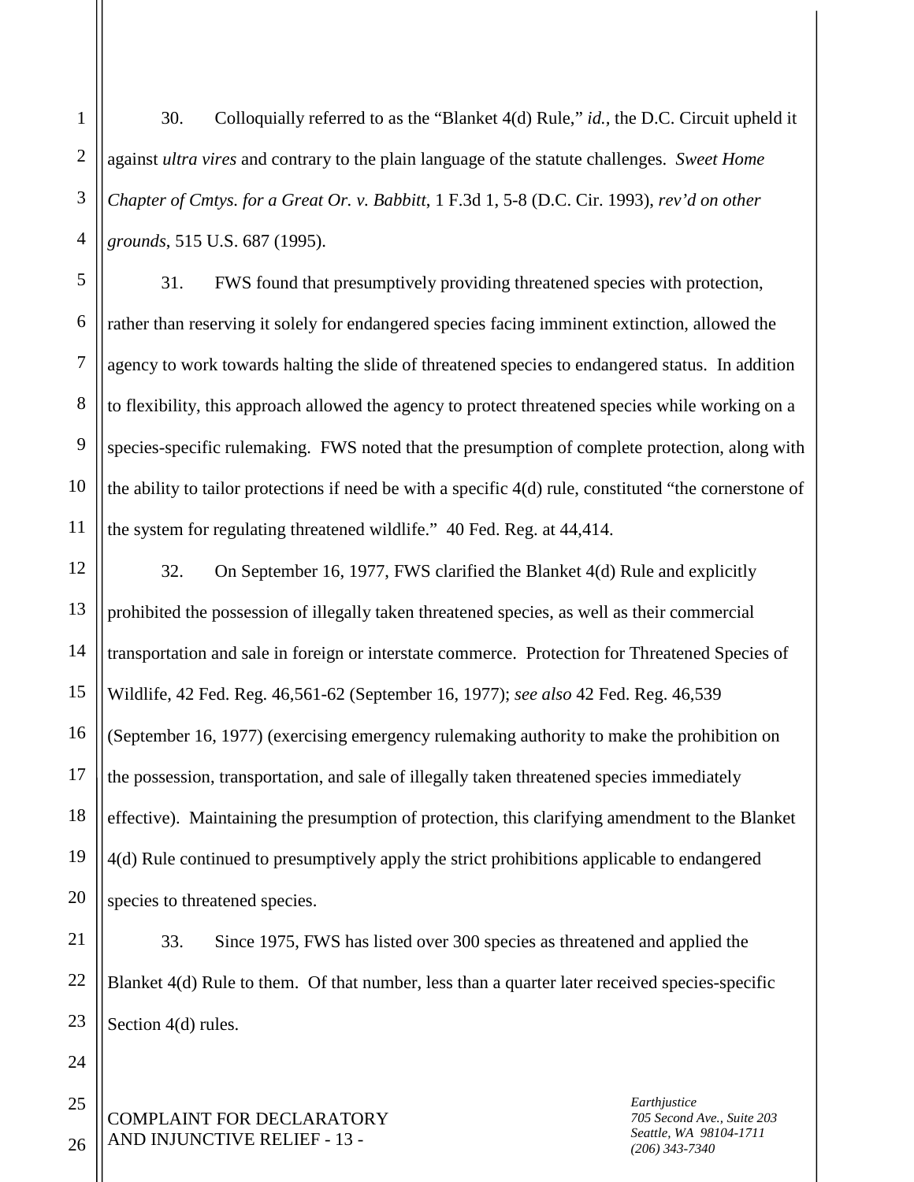30. Colloquially referred to as the "Blanket 4(d) Rule," *id.*, the D.C. Circuit upheld it against *ultra vires* and contrary to the plain language of the statute challenges. *Sweet Home Chapter of Cmtys. for a Great Or. v. Babbitt*, 1 F.3d 1, 5-8 (D.C. Cir. 1993), *rev'd on other grounds*, 515 U.S. 687 (1995).

31. FWS found that presumptively providing threatened species with protection, rather than reserving it solely for endangered species facing imminent extinction, allowed the agency to work towards halting the slide of threatened species to endangered status. In addition to flexibility, this approach allowed the agency to protect threatened species while working on a species-specific rulemaking. FWS noted that the presumption of complete protection, along with the ability to tailor protections if need be with a specific 4(d) rule, constituted "the cornerstone of the system for regulating threatened wildlife." 40 Fed. Reg. at 44,414.

32. On September 16, 1977, FWS clarified the Blanket 4(d) Rule and explicitly prohibited the possession of illegally taken threatened species, as well as their commercial transportation and sale in foreign or interstate commerce. Protection for Threatened Species of Wildlife, 42 Fed. Reg. 46,561-62 (September 16, 1977); *see also* 42 Fed. Reg. 46,539 (September 16, 1977) (exercising emergency rulemaking authority to make the prohibition on the possession, transportation, and sale of illegally taken threatened species immediately effective). Maintaining the presumption of protection, this clarifying amendment to the Blanket 4(d) Rule continued to presumptively apply the strict prohibitions applicable to endangered species to threatened species.

33. Since 1975, FWS has listed over 300 species as threatened and applied the Blanket 4(d) Rule to them. Of that number, less than a quarter later received species-specific Section 4(d) rules.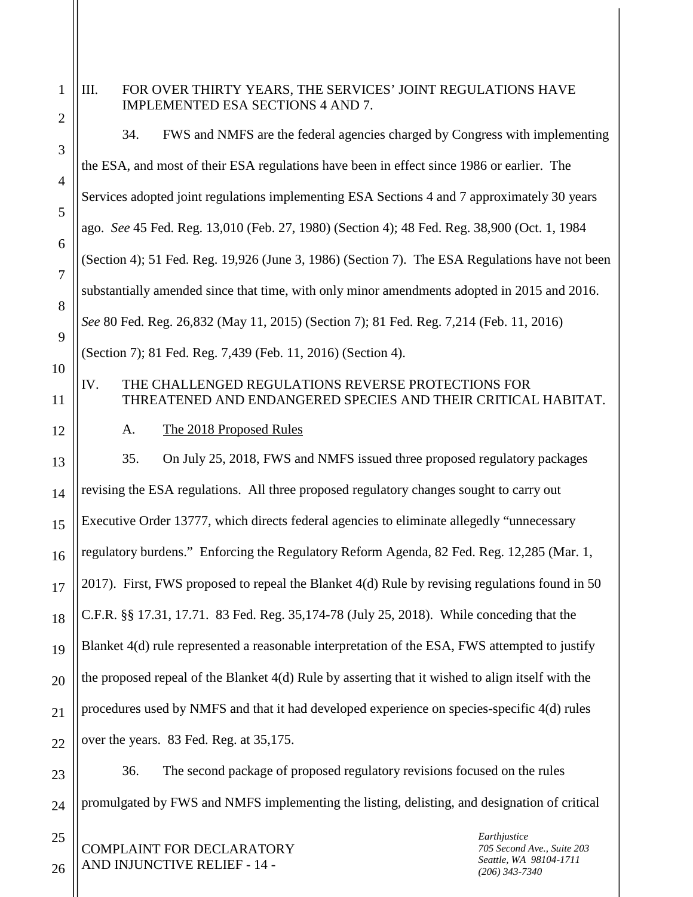## III. FOR OVER THIRTY YEARS, THE SERVICES' JOINT REGULATIONS HAVE IMPLEMENTED ESA SECTIONS 4 AND 7.

34. FWS and NMFS are the federal agencies charged by Congress with implementing the ESA, and most of their ESA regulations have been in effect since 1986 or earlier. The Services adopted joint regulations implementing ESA Sections 4 and 7 approximately 30 years ago. *See* 45 Fed. Reg. 13,010 (Feb. 27, 1980) (Section 4); 48 Fed. Reg. 38,900 (Oct. 1, 1984 (Section 4); 51 Fed. Reg. 19,926 (June 3, 1986) (Section 7). The ESA Regulations have not been substantially amended since that time, with only minor amendments adopted in 2015 and 2016. *See* 80 Fed. Reg. 26,832 (May 11, 2015) (Section 7); 81 Fed. Reg. 7,214 (Feb. 11, 2016) (Section 7); 81 Fed. Reg. 7,439 (Feb. 11, 2016) (Section 4).

## IV. THE CHALLENGED REGULATIONS REVERSE PROTECTIONS FOR THREATENED AND ENDANGERED SPECIES AND THEIR CRITICAL HABITAT.

### A. The 2018 Proposed Rules

35. On July 25, 2018, FWS and NMFS issued three proposed regulatory packages revising the ESA regulations. All three proposed regulatory changes sought to carry out Executive Order 13777, which directs federal agencies to eliminate allegedly "unnecessary regulatory burdens." Enforcing the Regulatory Reform Agenda, 82 Fed. Reg. 12,285 (Mar. 1, 2017). First, FWS proposed to repeal the Blanket 4(d) Rule by revising regulations found in 50 C.F.R. §§ 17.31, 17.71. 83 Fed. Reg. 35,174-78 (July 25, 2018). While conceding that the Blanket 4(d) rule represented a reasonable interpretation of the ESA, FWS attempted to justify the proposed repeal of the Blanket 4(d) Rule by asserting that it wished to align itself with the procedures used by NMFS and that it had developed experience on species-specific 4(d) rules over the years. 83 Fed. Reg. at 35,175.

36. The second package of proposed regulatory revisions focused on the rules promulgated by FWS and NMFS implementing the listing, delisting, and designation of critical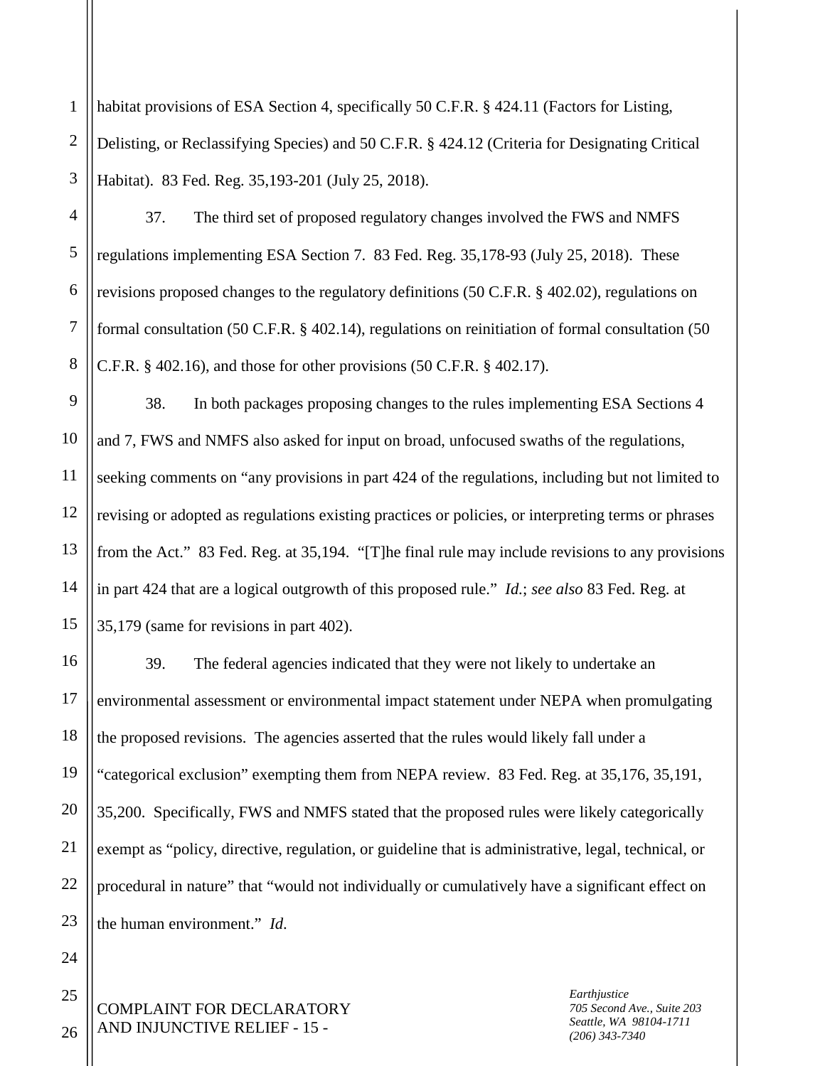habitat provisions of ESA Section 4, specifically 50 C.F.R. § 424.11 (Factors for Listing, Delisting, or Reclassifying Species) and 50 C.F.R. § 424.12 (Criteria for Designating Critical Habitat). 83 Fed. Reg. 35,193-201 (July 25, 2018).

37. The third set of proposed regulatory changes involved the FWS and NMFS regulations implementing ESA Section 7. 83 Fed. Reg. 35,178-93 (July 25, 2018). These revisions proposed changes to the regulatory definitions (50 C.F.R. § 402.02), regulations on formal consultation (50 C.F.R. § 402.14), regulations on reinitiation of formal consultation (50 C.F.R. § 402.16), and those for other provisions (50 C.F.R. § 402.17).

38. In both packages proposing changes to the rules implementing ESA Sections 4 and 7, FWS and NMFS also asked for input on broad, unfocused swaths of the regulations, seeking comments on "any provisions in part 424 of the regulations, including but not limited to revising or adopted as regulations existing practices or policies, or interpreting terms or phrases from the Act." 83 Fed. Reg. at 35,194. "[T]he final rule may include revisions to any provisions in part 424 that are a logical outgrowth of this proposed rule." *Id.*; *see also* 83 Fed. Reg. at 35,179 (same for revisions in part 402).

39. The federal agencies indicated that they were not likely to undertake an environmental assessment or environmental impact statement under NEPA when promulgating the proposed revisions. The agencies asserted that the rules would likely fall under a "categorical exclusion" exempting them from NEPA review. 83 Fed. Reg. at 35,176, 35,191, 35,200. Specifically, FWS and NMFS stated that the proposed rules were likely categorically exempt as "policy, directive, regulation, or guideline that is administrative, legal, technical, or procedural in nature" that "would not individually or cumulatively have a significant effect on the human environment." *Id*.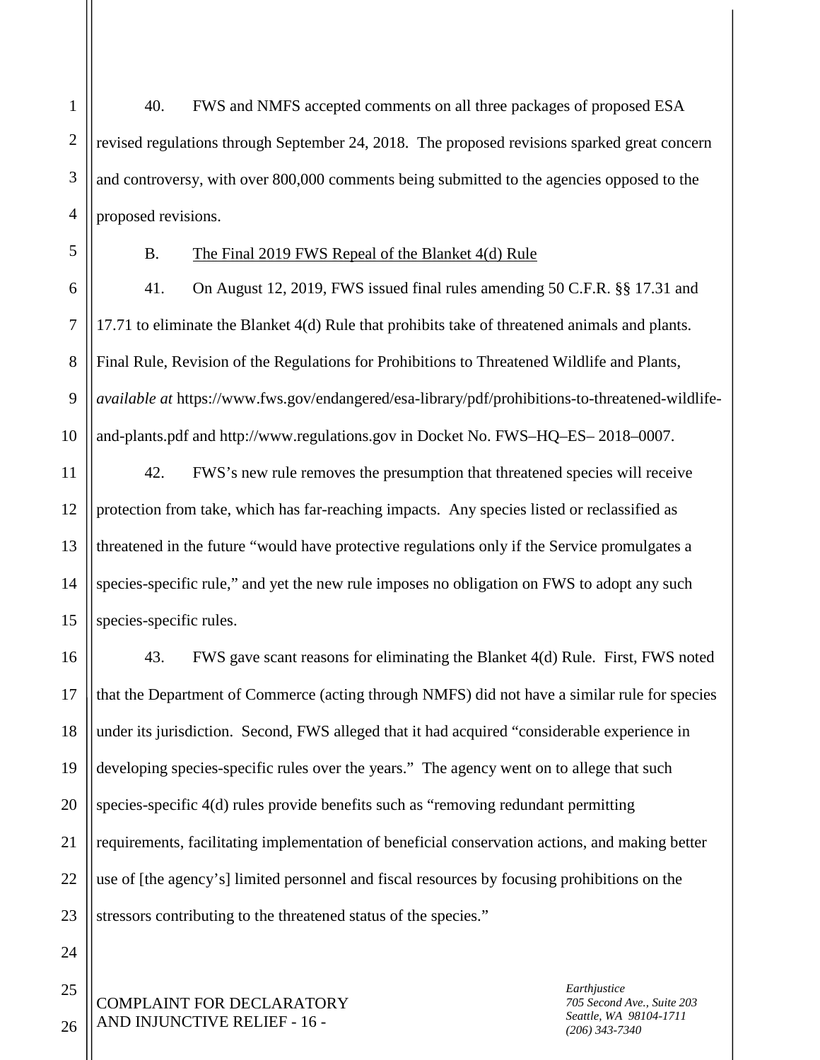40. FWS and NMFS accepted comments on all three packages of proposed ESA revised regulations through September 24, 2018. The proposed revisions sparked great concern and controversy, with over 800,000 comments being submitted to the agencies opposed to the proposed revisions.

B. The Final 2019 FWS Repeal of the Blanket 4(d) Rule

41. On August 12, 2019, FWS issued final rules amending 50 C.F.R. §§ 17.31 and 17.71 to eliminate the Blanket 4(d) Rule that prohibits take of threatened animals and plants. Final Rule, Revision of the Regulations for Prohibitions to Threatened Wildlife and Plants, *available at* https://www.fws.gov/endangered/esa-library/pdf/prohibitions-to-threatened-wildlife-and-plants.pdf and http://www.regulations.gov in Docket No. FWS–HQ–ES– 2018–0007.

42. FWS's new rule removes the presumption that threatened species will receive protection from take, which has far-reaching impacts. Any species listed or reclassified as threatened in the future "would have protective regulations only if the Service promulgates a species-specific rule," and yet the new rule imposes no obligation on FWS to adopt any such species-specific rules.

43. FWS gave scant reasons for eliminating the Blanket 4(d) Rule. First, FWS noted that the Department of Commerce (acting through NMFS) did not have a similar rule for species under its jurisdiction. Second, FWS alleged that it had acquired "considerable experience in developing species-specific rules over the years." The agency went on to allege that such species-specific 4(d) rules provide benefits such as "removing redundant permitting requirements, facilitating implementation of beneficial conservation actions, and making better use of [the agency's] limited personnel and fiscal resources by focusing prohibitions on the stressors contributing to the threatened status of the species."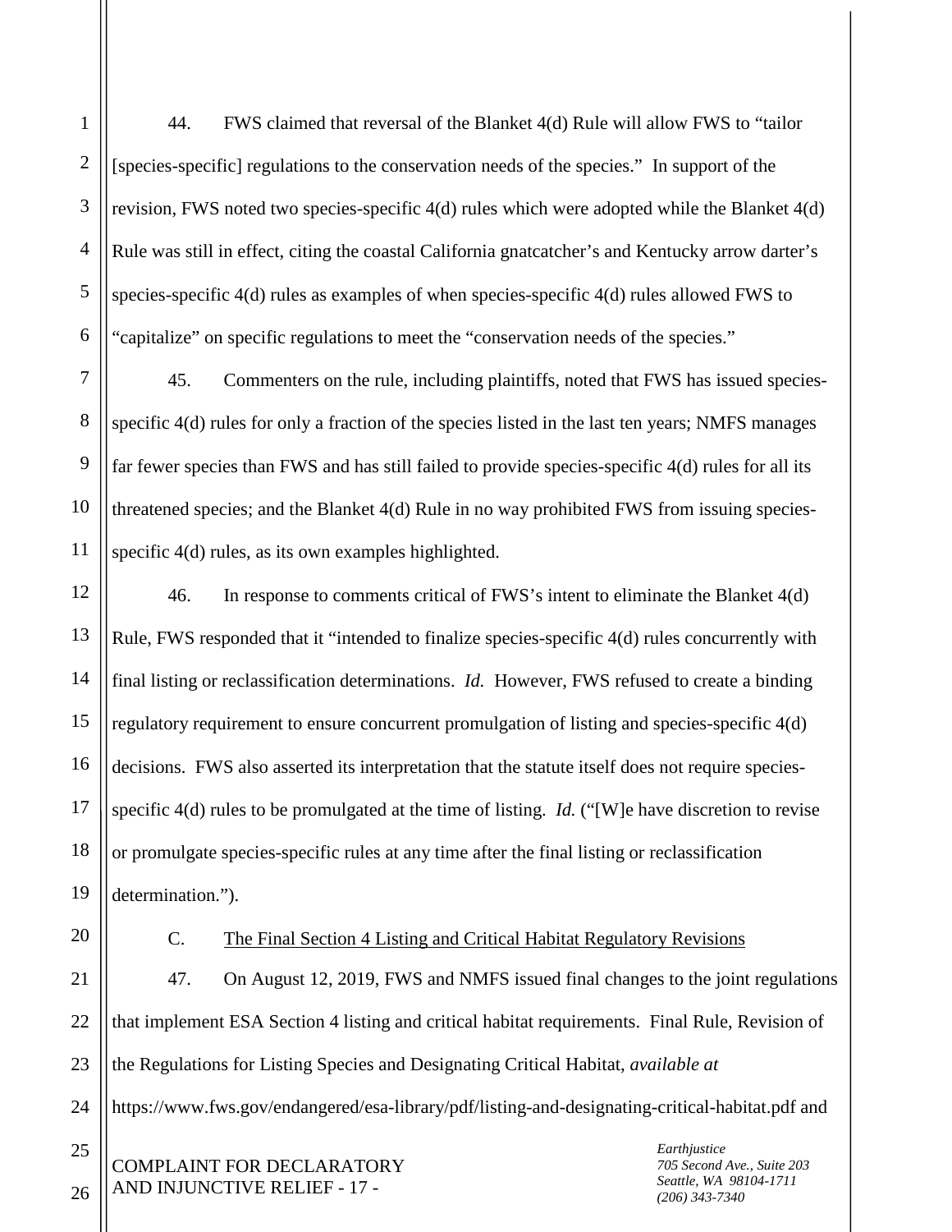44. FWS claimed that reversal of the Blanket 4(d) Rule will allow FWS to "tailor [species-specific] regulations to the conservation needs of the species." In support of the revision, FWS noted two species-specific 4(d) rules which were adopted while the Blanket 4(d) Rule was still in effect, citing the coastal California gnatcatcher's and Kentucky arrow darter's species-specific 4(d) rules as examples of when species-specific 4(d) rules allowed FWS to "capitalize" on specific regulations to meet the "conservation needs of the species."

45. Commenters on the rule, including plaintiffs, noted that FWS has issued species-specific 4(d) rules for only a fraction of the species listed in the last ten years; NMFS manages far fewer species than FWS and has still failed to provide species-specific 4(d) rules for all its threatened species; and the Blanket 4(d) Rule in no way prohibited FWS from issuing species-specific 4(d) rules, as its own examples highlighted.

46. In response to comments critical of FWS's intent to eliminate the Blanket 4(d) Rule, FWS responded that it "intended to finalize species-specific 4(d) rules concurrently with final listing or reclassification determinations. *Id.* However, FWS refused to create a binding regulatory requirement to ensure concurrent promulgation of listing and species-specific 4(d) decisions. FWS also asserted its interpretation that the statute itself does not require species-specific 4(d) rules to be promulgated at the time of listing. *Id.* ("[W]e have discretion to revise or promulgate species-specific rules at any time after the final listing or reclassification determination.").

C. <u>The Final Section 4 Listing and Critical Habitat Regulatory Revisions</u>

47. On August 12, 2019, FWS and NMFS issued final changes to the joint regulations that implement ESA Section 4 listing and critical habitat requirements. Final Rule, Revision of the Regulations for Listing Species and Designating Critical Habitat, *available at* https://www.fws.gov/endangered/esa-library/pdf/listing-and-designating-critical-habitat.pdf and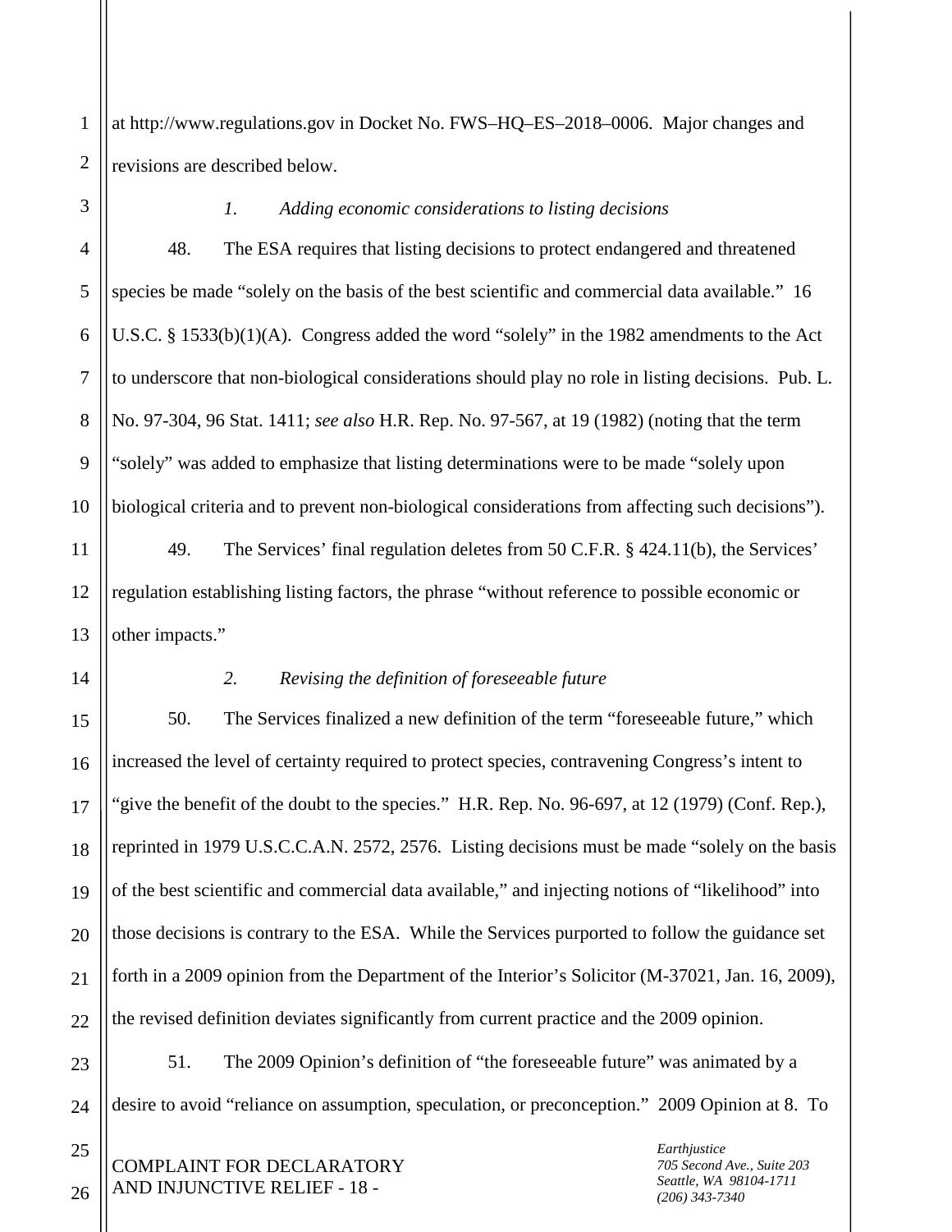at http://www.regulations.gov in Docket No. FWS–HQ–ES–2018–0006. Major changes and revisions are described below.

*1. Adding economic considerations to listing decisions*

48. The ESA requires that listing decisions to protect endangered and threatened species be made "solely on the basis of the best scientific and commercial data available." 16 U.S.C. § 1533(b)(1)(A). Congress added the word "solely" in the 1982 amendments to the Act to underscore that non-biological considerations should play no role in listing decisions. Pub. L. No. 97-304, 96 Stat. 1411; *see also* H.R. Rep. No. 97-567, at 19 (1982) (noting that the term "solely" was added to emphasize that listing determinations were to be made "solely upon biological criteria and to prevent non-biological considerations from affecting such decisions").

49. The Services' final regulation deletes from 50 C.F.R. § 424.11(b), the Services' regulation establishing listing factors, the phrase "without reference to possible economic or other impacts."

*2. Revising the definition of foreseeable future*

50. The Services finalized a new definition of the term "foreseeable future," which increased the level of certainty required to protect species, contravening Congress's intent to "give the benefit of the doubt to the species." H.R. Rep. No. 96-697, at 12 (1979) (Conf. Rep.), reprinted in 1979 U.S.C.C.A.N. 2572, 2576. Listing decisions must be made "solely on the basis of the best scientific and commercial data available," and injecting notions of "likelihood" into those decisions is contrary to the ESA. While the Services purported to follow the guidance set forth in a 2009 opinion from the Department of the Interior's Solicitor (M-37021, Jan. 16, 2009), the revised definition deviates significantly from current practice and the 2009 opinion.

51. The 2009 Opinion's definition of "the foreseeable future" was animated by a desire to avoid "reliance on assumption, speculation, or preconception." 2009 Opinion at 8. To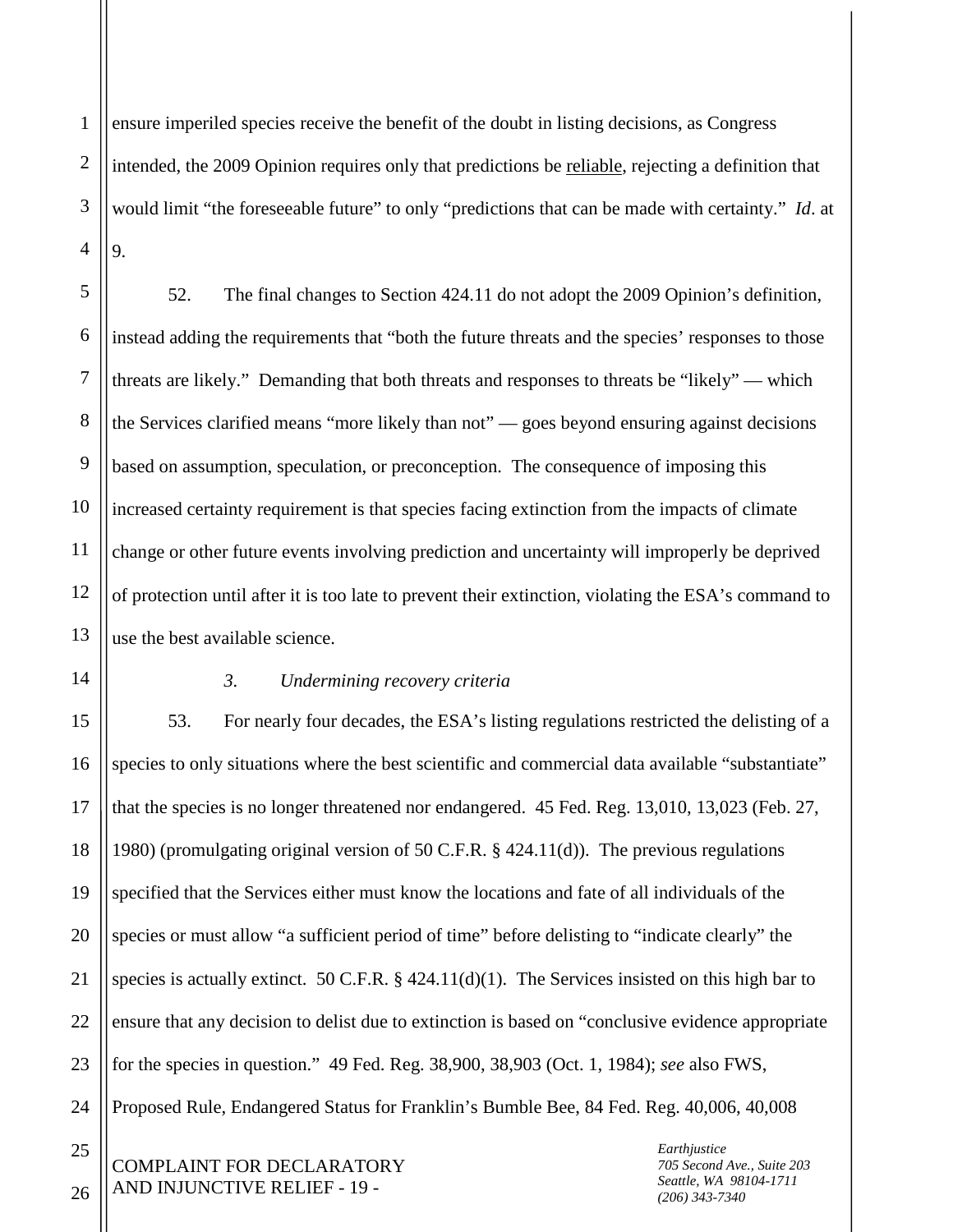ensure imperiled species receive the benefit of the doubt in listing decisions, as Congress intended, the 2009 Opinion requires only that predictions be reliable, rejecting a definition that would limit "the foreseeable future" to only "predictions that can be made with certainty." *Id*. at 9.

52. The final changes to Section 424.11 do not adopt the 2009 Opinion's definition, instead adding the requirements that "both the future threats and the species' responses to those threats are likely." Demanding that both threats and responses to threats be "likely" — which the Services clarified means "more likely than not" — goes beyond ensuring against decisions based on assumption, speculation, or preconception. The consequence of imposing this increased certainty requirement is that species facing extinction from the impacts of climate change or other future events involving prediction and uncertainty will improperly be deprived of protection until after it is too late to prevent their extinction, violating the ESA's command to use the best available science.

*3. Undermining recovery criteria*

53. For nearly four decades, the ESA's listing regulations restricted the delisting of a species to only situations where the best scientific and commercial data available "substantiate" that the species is no longer threatened nor endangered. 45 Fed. Reg. 13,010, 13,023 (Feb. 27, 1980) (promulgating original version of 50 C.F.R. § 424.11(d)). The previous regulations specified that the Services either must know the locations and fate of all individuals of the species or must allow "a sufficient period of time" before delisting to "indicate clearly" the species is actually extinct. 50 C.F.R. § 424.11(d)(1). The Services insisted on this high bar to ensure that any decision to delist due to extinction is based on "conclusive evidence appropriate for the species in question." 49 Fed. Reg. 38,900, 38,903 (Oct. 1, 1984); *see* also FWS, Proposed Rule, Endangered Status for Franklin's Bumble Bee, 84 Fed. Reg. 40,006, 40,008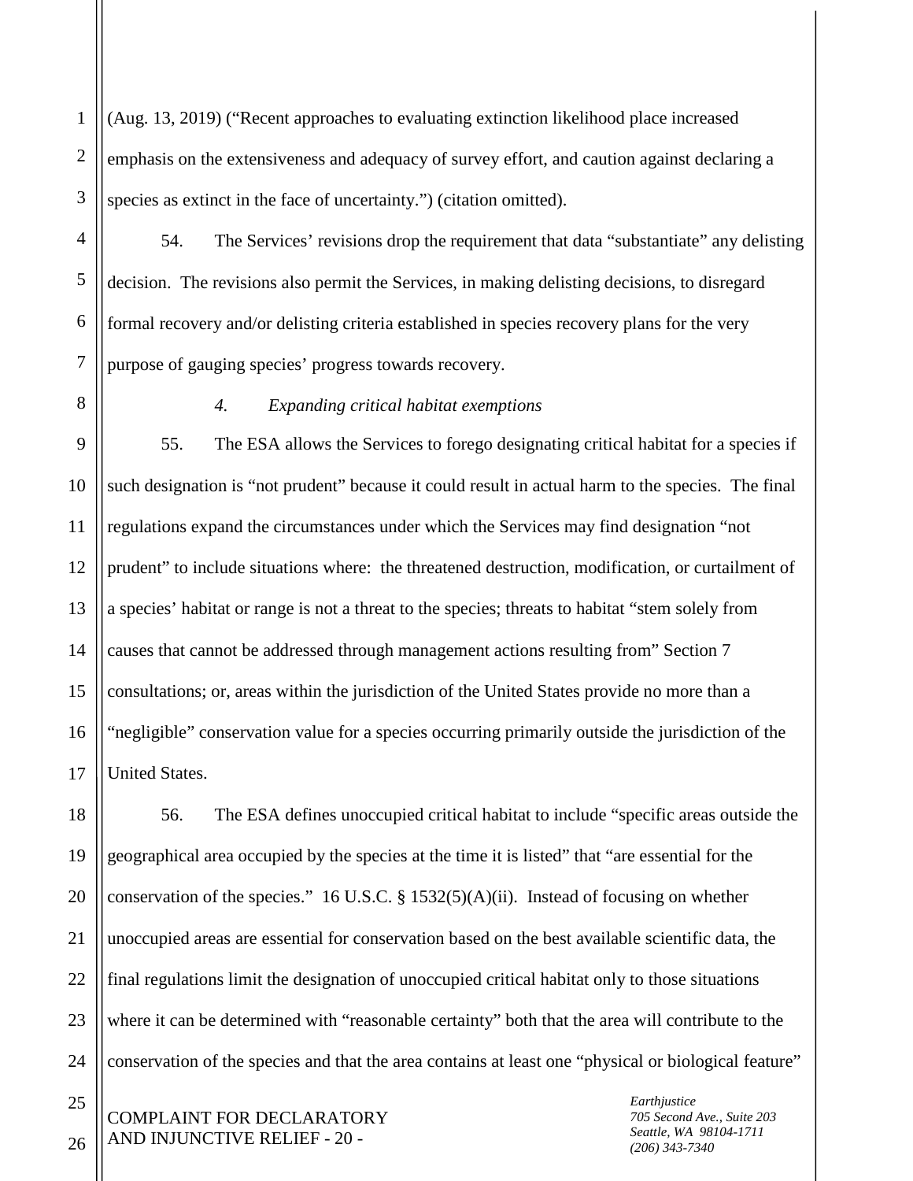(Aug. 13, 2019) ("Recent approaches to evaluating extinction likelihood place increased emphasis on the extensiveness and adequacy of survey effort, and caution against declaring a species as extinct in the face of uncertainty.") (citation omitted).

54. The Services' revisions drop the requirement that data "substantiate" any delisting decision. The revisions also permit the Services, in making delisting decisions, to disregard formal recovery and/or delisting criteria established in species recovery plans for the very purpose of gauging species' progress towards recovery.

*4. Expanding critical habitat exemptions*

55. The ESA allows the Services to forego designating critical habitat for a species if such designation is "not prudent" because it could result in actual harm to the species. The final regulations expand the circumstances under which the Services may find designation "not prudent" to include situations where: the threatened destruction, modification, or curtailment of a species' habitat or range is not a threat to the species; threats to habitat "stem solely from causes that cannot be addressed through management actions resulting from" Section 7 consultations; or, areas within the jurisdiction of the United States provide no more than a "negligible" conservation value for a species occurring primarily outside the jurisdiction of the United States.

56. The ESA defines unoccupied critical habitat to include "specific areas outside the geographical area occupied by the species at the time it is listed" that "are essential for the conservation of the species." 16 U.S.C. § 1532(5)(A)(ii). Instead of focusing on whether unoccupied areas are essential for conservation based on the best available scientific data, the final regulations limit the designation of unoccupied critical habitat only to those situations where it can be determined with "reasonable certainty" both that the area will contribute to the conservation of the species and that the area contains at least one "physical or biological feature"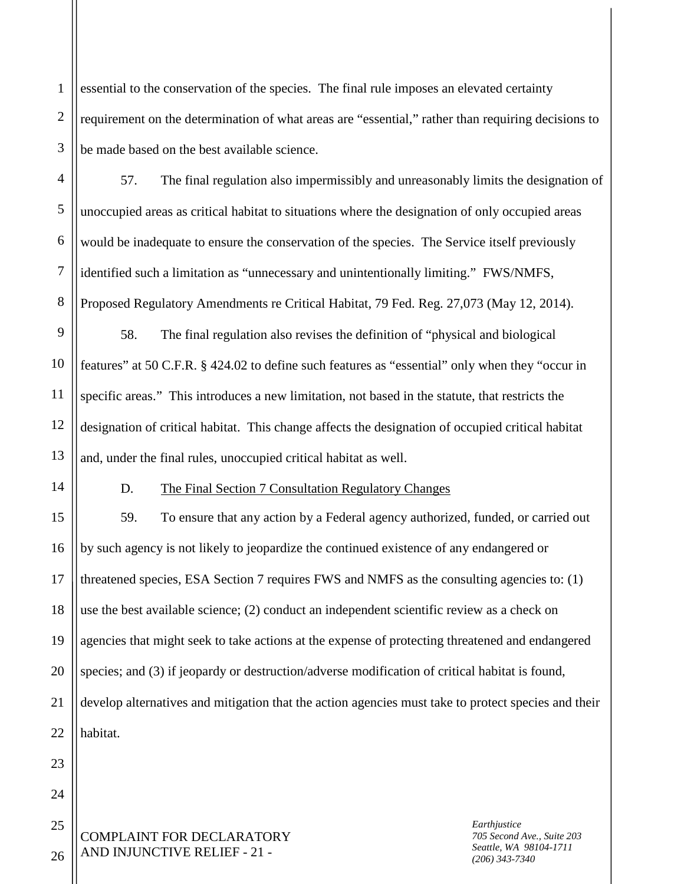essential to the conservation of the species. The final rule imposes an elevated certainty requirement on the determination of what areas are "essential," rather than requiring decisions to be made based on the best available science.

57. The final regulation also impermissibly and unreasonably limits the designation of unoccupied areas as critical habitat to situations where the designation of only occupied areas would be inadequate to ensure the conservation of the species. The Service itself previously identified such a limitation as "unnecessary and unintentionally limiting." FWS/NMFS, Proposed Regulatory Amendments re Critical Habitat, 79 Fed. Reg. 27,073 (May 12, 2014).

58. The final regulation also revises the definition of "physical and biological features" at 50 C.F.R. § 424.02 to define such features as "essential" only when they "occur in specific areas." This introduces a new limitation, not based in the statute, that restricts the designation of critical habitat. This change affects the designation of occupied critical habitat and, under the final rules, unoccupied critical habitat as well.

D. <u>The Final Section 7 Consultation Regulatory Changes</u>

59. To ensure that any action by a Federal agency authorized, funded, or carried out by such agency is not likely to jeopardize the continued existence of any endangered or threatened species, ESA Section 7 requires FWS and NMFS as the consulting agencies to: (1) use the best available science; (2) conduct an independent scientific review as a check on agencies that might seek to take actions at the expense of protecting threatened and endangered species; and (3) if jeopardy or destruction/adverse modification of critical habitat is found, develop alternatives and mitigation that the action agencies must take to protect species and their habitat.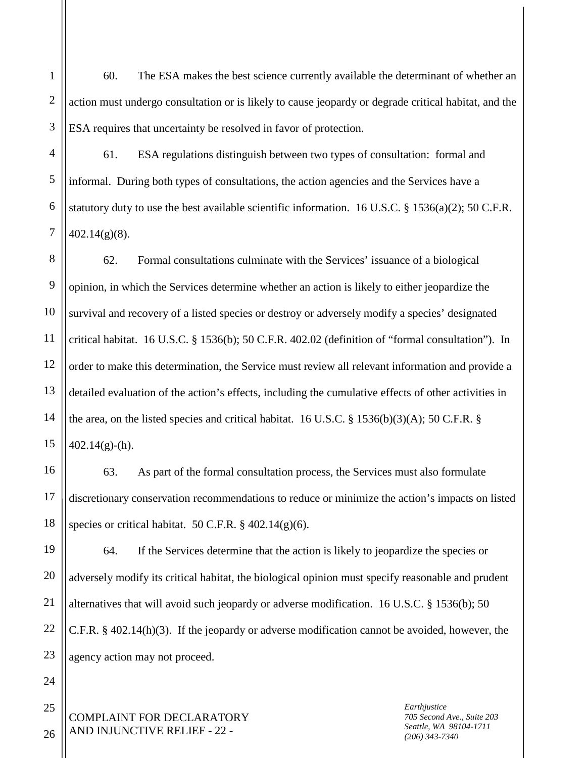60. The ESA makes the best science currently available the determinant of whether an action must undergo consultation or is likely to cause jeopardy or degrade critical habitat, and the ESA requires that uncertainty be resolved in favor of protection.

61. ESA regulations distinguish between two types of consultation: formal and informal. During both types of consultations, the action agencies and the Services have a statutory duty to use the best available scientific information. 16 U.S.C. § 1536(a)(2); 50 C.F.R. 402.14(g)(8).

62. Formal consultations culminate with the Services' issuance of a biological opinion, in which the Services determine whether an action is likely to either jeopardize the survival and recovery of a listed species or destroy or adversely modify a species' designated critical habitat. 16 U.S.C. § 1536(b); 50 C.F.R. 402.02 (definition of "formal consultation"). In order to make this determination, the Service must review all relevant information and provide a detailed evaluation of the action's effects, including the cumulative effects of other activities in the area, on the listed species and critical habitat. 16 U.S.C. § 1536(b)(3)(A); 50 C.F.R. § 402.14(g)-(h).

63. As part of the formal consultation process, the Services must also formulate discretionary conservation recommendations to reduce or minimize the action's impacts on listed species or critical habitat. 50 C.F.R. § 402.14(g)(6).

64. If the Services determine that the action is likely to jeopardize the species or adversely modify its critical habitat, the biological opinion must specify reasonable and prudent alternatives that will avoid such jeopardy or adverse modification. 16 U.S.C. § 1536(b); 50 C.F.R. § 402.14(h)(3). If the jeopardy or adverse modification cannot be avoided, however, the agency action may not proceed.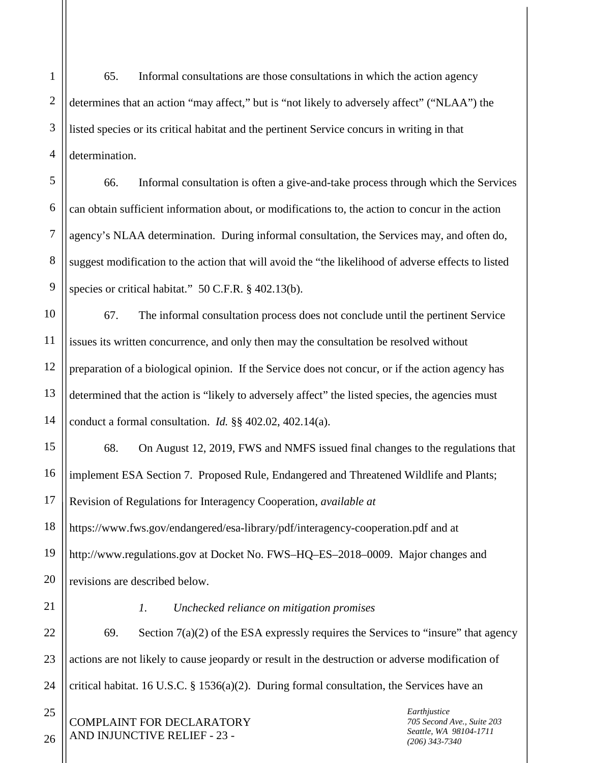65. Informal consultations are those consultations in which the action agency determines that an action "may affect," but is "not likely to adversely affect" ("NLAA") the listed species or its critical habitat and the pertinent Service concurs in writing in that determination.

66. Informal consultation is often a give-and-take process through which the Services can obtain sufficient information about, or modifications to, the action to concur in the action agency's NLAA determination. During informal consultation, the Services may, and often do, suggest modification to the action that will avoid the "the likelihood of adverse effects to listed species or critical habitat." 50 C.F.R. § 402.13(b).

67. The informal consultation process does not conclude until the pertinent Service issues its written concurrence, and only then may the consultation be resolved without preparation of a biological opinion. If the Service does not concur, or if the action agency has determined that the action is "likely to adversely affect" the listed species, the agencies must conduct a formal consultation. *Id.* §§ 402.02, 402.14(a).

68. On August 12, 2019, FWS and NMFS issued final changes to the regulations that implement ESA Section 7. Proposed Rule, Endangered and Threatened Wildlife and Plants; Revision of Regulations for Interagency Cooperation, *available at* https://www.fws.gov/endangered/esa-library/pdf/interagency-cooperation.pdf and at http://www.regulations.gov at Docket No. FWS–HQ–ES–2018–0009. Major changes and revisions are described below.

*1. Unchecked reliance on mitigation promises*

69. Section 7(a)(2) of the ESA expressly requires the Services to "insure" that agency actions are not likely to cause jeopardy or result in the destruction or adverse modification of critical habitat. 16 U.S.C. § 1536(a)(2). During formal consultation, the Services have an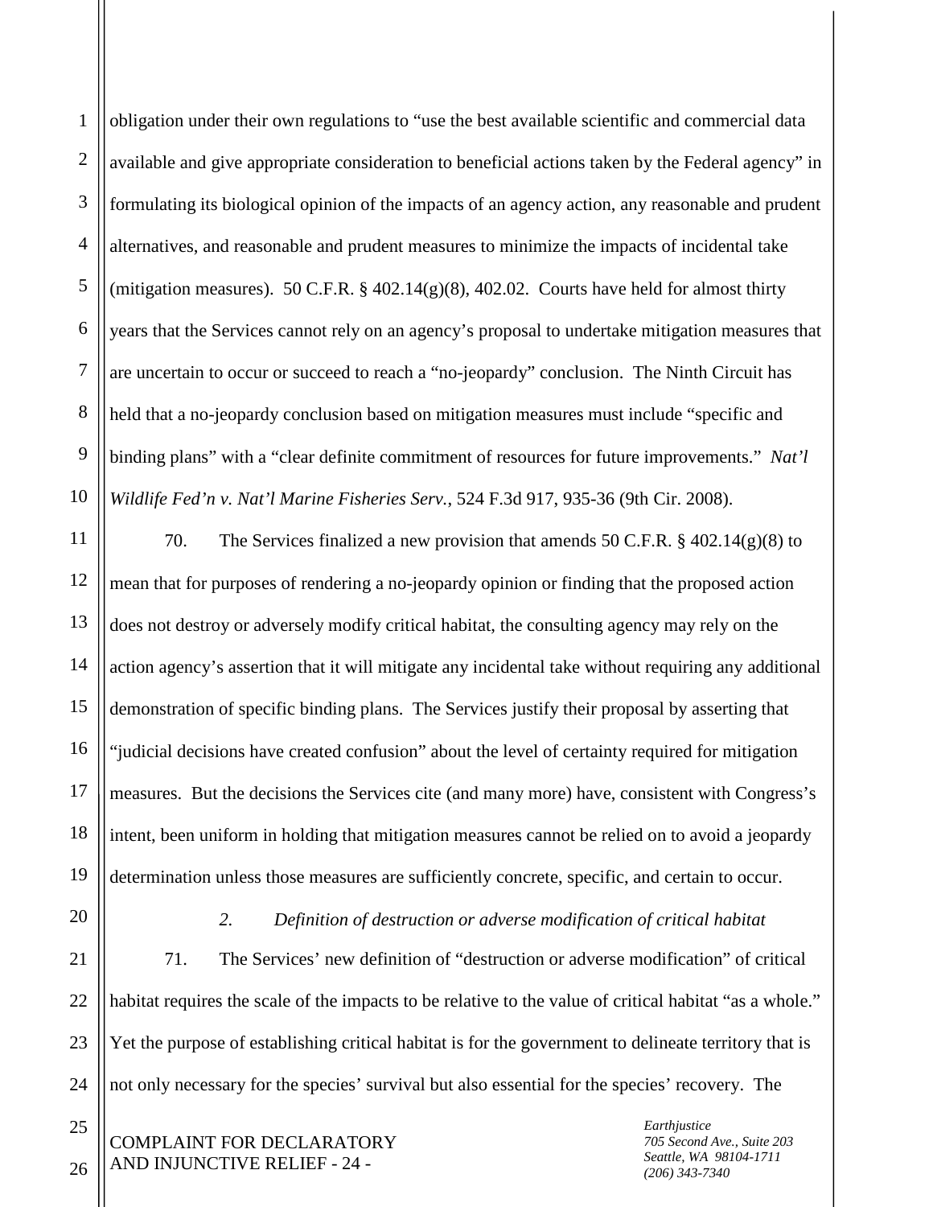obligation under their own regulations to "use the best available scientific and commercial data available and give appropriate consideration to beneficial actions taken by the Federal agency" in formulating its biological opinion of the impacts of an agency action, any reasonable and prudent alternatives, and reasonable and prudent measures to minimize the impacts of incidental take (mitigation measures). 50 C.F.R. § 402.14(g)(8), 402.02. Courts have held for almost thirty years that the Services cannot rely on an agency's proposal to undertake mitigation measures that are uncertain to occur or succeed to reach a "no-jeopardy" conclusion. The Ninth Circuit has held that a no-jeopardy conclusion based on mitigation measures must include "specific and binding plans" with a "clear definite commitment of resources for future improvements." *Nat'l Wildlife Fed'n v. Nat'l Marine Fisheries Serv.*, 524 F.3d 917, 935-36 (9th Cir. 2008).

70. The Services finalized a new provision that amends 50 C.F.R. § 402.14(g)(8) to mean that for purposes of rendering a no-jeopardy opinion or finding that the proposed action does not destroy or adversely modify critical habitat, the consulting agency may rely on the action agency's assertion that it will mitigate any incidental take without requiring any additional demonstration of specific binding plans. The Services justify their proposal by asserting that "judicial decisions have created confusion" about the level of certainty required for mitigation measures. But the decisions the Services cite (and many more) have, consistent with Congress's intent, been uniform in holding that mitigation measures cannot be relied on to avoid a jeopardy determination unless those measures are sufficiently concrete, specific, and certain to occur.

*2. Definition of destruction or adverse modification of critical habitat*

71. The Services' new definition of "destruction or adverse modification" of critical habitat requires the scale of the impacts to be relative to the value of critical habitat "as a whole." Yet the purpose of establishing critical habitat is for the government to delineate territory that is not only necessary for the species' survival but also essential for the species' recovery. The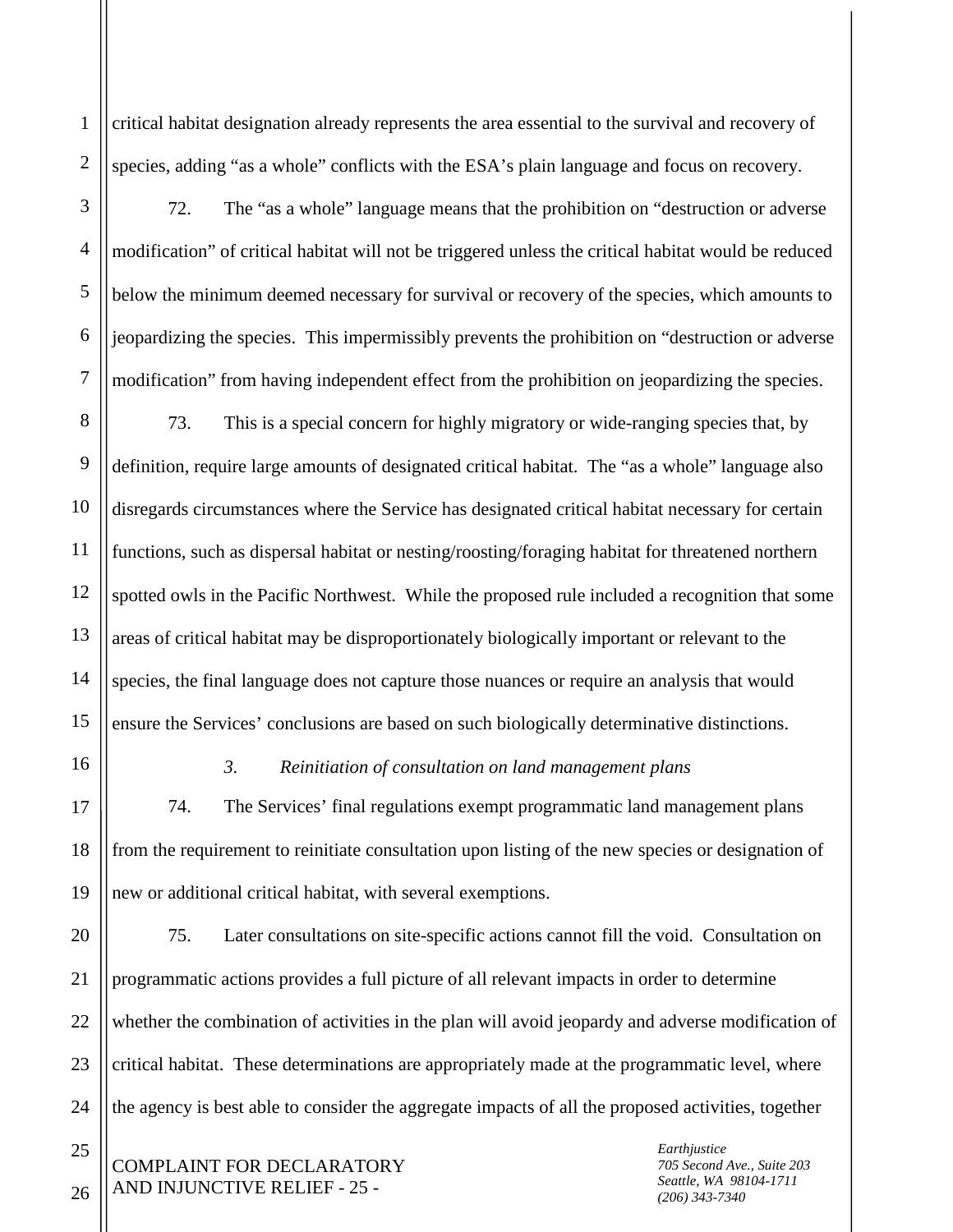critical habitat designation already represents the area essential to the survival and recovery of species, adding "as a whole" conflicts with the ESA's plain language and focus on recovery.

72. The "as a whole" language means that the prohibition on "destruction or adverse modification" of critical habitat will not be triggered unless the critical habitat would be reduced below the minimum deemed necessary for survival or recovery of the species, which amounts to jeopardizing the species. This impermissibly prevents the prohibition on "destruction or adverse modification" from having independent effect from the prohibition on jeopardizing the species.

73. This is a special concern for highly migratory or wide-ranging species that, by definition, require large amounts of designated critical habitat. The "as a whole" language also disregards circumstances where the Service has designated critical habitat necessary for certain functions, such as dispersal habitat or nesting/roosting/foraging habitat for threatened northern spotted owls in the Pacific Northwest. While the proposed rule included a recognition that some areas of critical habitat may be disproportionately biologically important or relevant to the species, the final language does not capture those nuances or require an analysis that would ensure the Services' conclusions are based on such biologically determinative distinctions.

*3. Reinitiation of consultation on land management plans*

74. The Services' final regulations exempt programmatic land management plans from the requirement to reinitiate consultation upon listing of the new species or designation of new or additional critical habitat, with several exemptions.

75. Later consultations on site-specific actions cannot fill the void. Consultation on programmatic actions provides a full picture of all relevant impacts in order to determine whether the combination of activities in the plan will avoid jeopardy and adverse modification of critical habitat. These determinations are appropriately made at the programmatic level, where the agency is best able to consider the aggregate impacts of all the proposed activities, together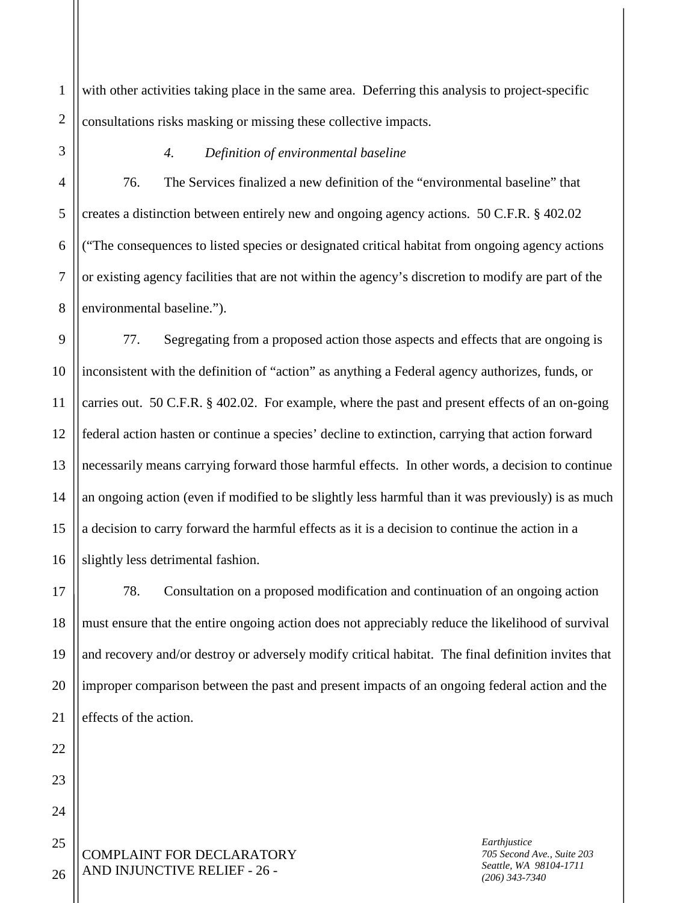with other activities taking place in the same area. Deferring this analysis to project-specific consultations risks masking or missing these collective impacts.

#### *4. Definition of environmental baseline*

76. The Services finalized a new definition of the "environmental baseline" that creates a distinction between entirely new and ongoing agency actions. 50 C.F.R. § 402.02 ("The consequences to listed species or designated critical habitat from ongoing agency actions or existing agency facilities that are not within the agency's discretion to modify are part of the environmental baseline.").

77. Segregating from a proposed action those aspects and effects that are ongoing is inconsistent with the definition of "action" as anything a Federal agency authorizes, funds, or carries out. 50 C.F.R. § 402.02. For example, where the past and present effects of an on-going federal action hasten or continue a species' decline to extinction, carrying that action forward necessarily means carrying forward those harmful effects. In other words, a decision to continue an ongoing action (even if modified to be slightly less harmful than it was previously) is as much a decision to carry forward the harmful effects as it is a decision to continue the action in a slightly less detrimental fashion.

78. Consultation on a proposed modification and continuation of an ongoing action must ensure that the entire ongoing action does not appreciably reduce the likelihood of survival and recovery and/or destroy or adversely modify critical habitat. The final definition invites that improper comparison between the past and present impacts of an ongoing federal action and the effects of the action.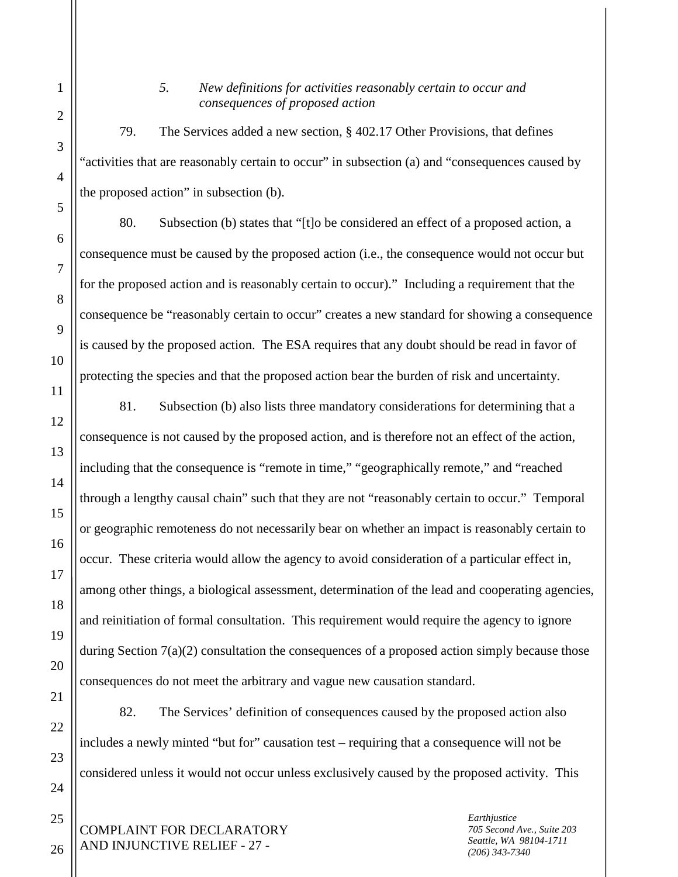*5. New definitions for activities reasonably certain to occur and consequences of proposed action*

79. The Services added a new section, § 402.17 Other Provisions, that defines "activities that are reasonably certain to occur" in subsection (a) and "consequences caused by the proposed action" in subsection (b).

80. Subsection (b) states that "[t]o be considered an effect of a proposed action, a consequence must be caused by the proposed action (i.e., the consequence would not occur but for the proposed action and is reasonably certain to occur)." Including a requirement that the consequence be "reasonably certain to occur" creates a new standard for showing a consequence is caused by the proposed action. The ESA requires that any doubt should be read in favor of protecting the species and that the proposed action bear the burden of risk and uncertainty.

81. Subsection (b) also lists three mandatory considerations for determining that a consequence is not caused by the proposed action, and is therefore not an effect of the action, including that the consequence is "remote in time," "geographically remote," and "reached through a lengthy causal chain" such that they are not "reasonably certain to occur." Temporal or geographic remoteness do not necessarily bear on whether an impact is reasonably certain to occur. These criteria would allow the agency to avoid consideration of a particular effect in, among other things, a biological assessment, determination of the lead and cooperating agencies, and reinitiation of formal consultation. This requirement would require the agency to ignore during Section 7(a)(2) consultation the consequences of a proposed action simply because those consequences do not meet the arbitrary and vague new causation standard.

82. The Services' definition of consequences caused by the proposed action also includes a newly minted "but for" causation test – requiring that a consequence will not be considered unless it would not occur unless exclusively caused by the proposed activity. This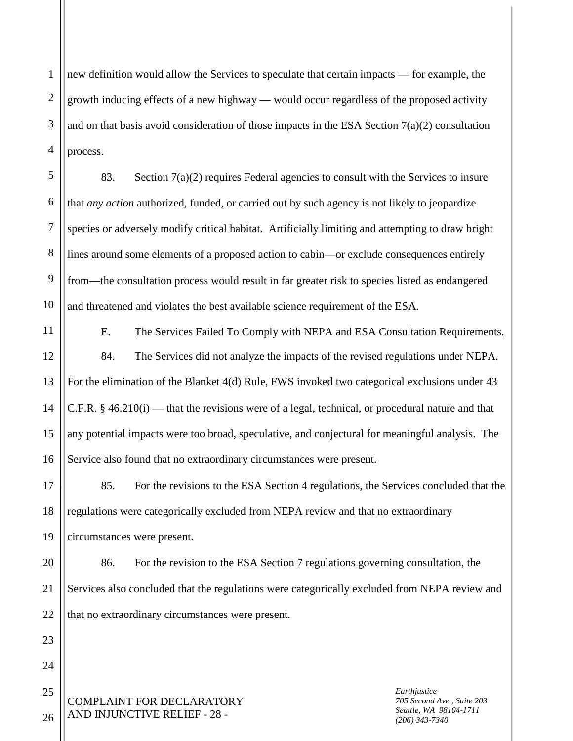new definition would allow the Services to speculate that certain impacts — for example, the growth inducing effects of a new highway — would occur regardless of the proposed activity and on that basis avoid consideration of those impacts in the ESA Section 7(a)(2) consultation process.

83. Section 7(a)(2) requires Federal agencies to consult with the Services to insure that *any action* authorized, funded, or carried out by such agency is not likely to jeopardize species or adversely modify critical habitat. Artificially limiting and attempting to draw bright lines around some elements of a proposed action to cabin—or exclude consequences entirely from—the consultation process would result in far greater risk to species listed as endangered and threatened and violates the best available science requirement of the ESA.

E. The Services Failed To Comply with NEPA and ESA Consultation Requirements.

84. The Services did not analyze the impacts of the revised regulations under NEPA. For the elimination of the Blanket 4(d) Rule, FWS invoked two categorical exclusions under 43 C.F.R. § 46.210(i) — that the revisions were of a legal, technical, or procedural nature and that any potential impacts were too broad, speculative, and conjectural for meaningful analysis. The Service also found that no extraordinary circumstances were present.

85. For the revisions to the ESA Section 4 regulations, the Services concluded that the regulations were categorically excluded from NEPA review and that no extraordinary circumstances were present.

86. For the revision to the ESA Section 7 regulations governing consultation, the Services also concluded that the regulations were categorically excluded from NEPA review and that no extraordinary circumstances were present.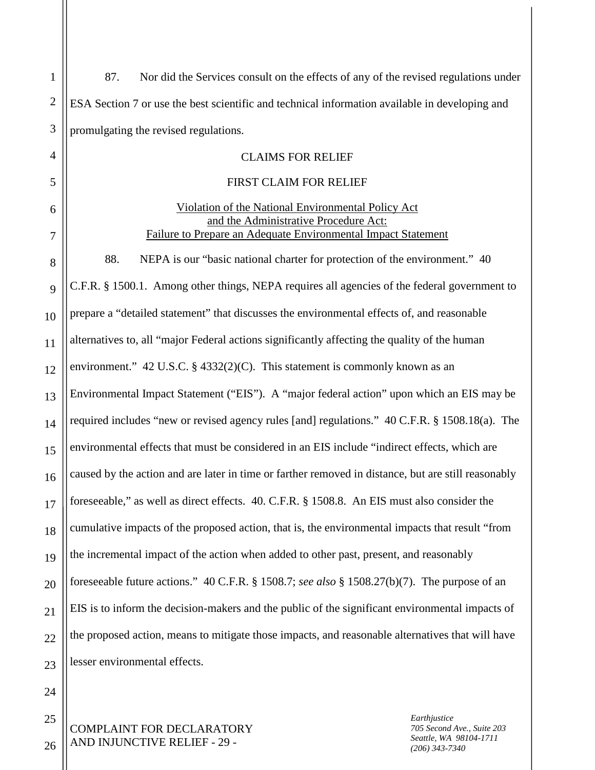87. Nor did the Services consult on the effects of any of the revised regulations under ESA Section 7 or use the best scientific and technical information available in developing and promulgating the revised regulations.

## CLAIMS FOR RELIEF

### FIRST CLAIM FOR RELIEF

#### Violation of the National Environmental Policy Act and the Administrative Procedure Act: Failure to Prepare an Adequate Environmental Impact Statement

88. NEPA is our "basic national charter for protection of the environment." 40 C.F.R. § 1500.1. Among other things, NEPA requires all agencies of the federal government to prepare a "detailed statement" that discusses the environmental effects of, and reasonable alternatives to, all "major Federal actions significantly affecting the quality of the human environment." 42 U.S.C. § 4332(2)(C). This statement is commonly known as an Environmental Impact Statement ("EIS"). A "major federal action" upon which an EIS may be required includes "new or revised agency rules [and] regulations." 40 C.F.R. § 1508.18(a). The environmental effects that must be considered in an EIS include "indirect effects, which are caused by the action and are later in time or farther removed in distance, but are still reasonably foreseeable," as well as direct effects. 40. C.F.R. § 1508.8. An EIS must also consider the cumulative impacts of the proposed action, that is, the environmental impacts that result "from the incremental impact of the action when added to other past, present, and reasonably foreseeable future actions." 40 C.F.R. § 1508.7; *see also* § 1508.27(b)(7). The purpose of an EIS is to inform the decision-makers and the public of the significant environmental impacts of the proposed action, means to mitigate those impacts, and reasonable alternatives that will have lesser environmental effects.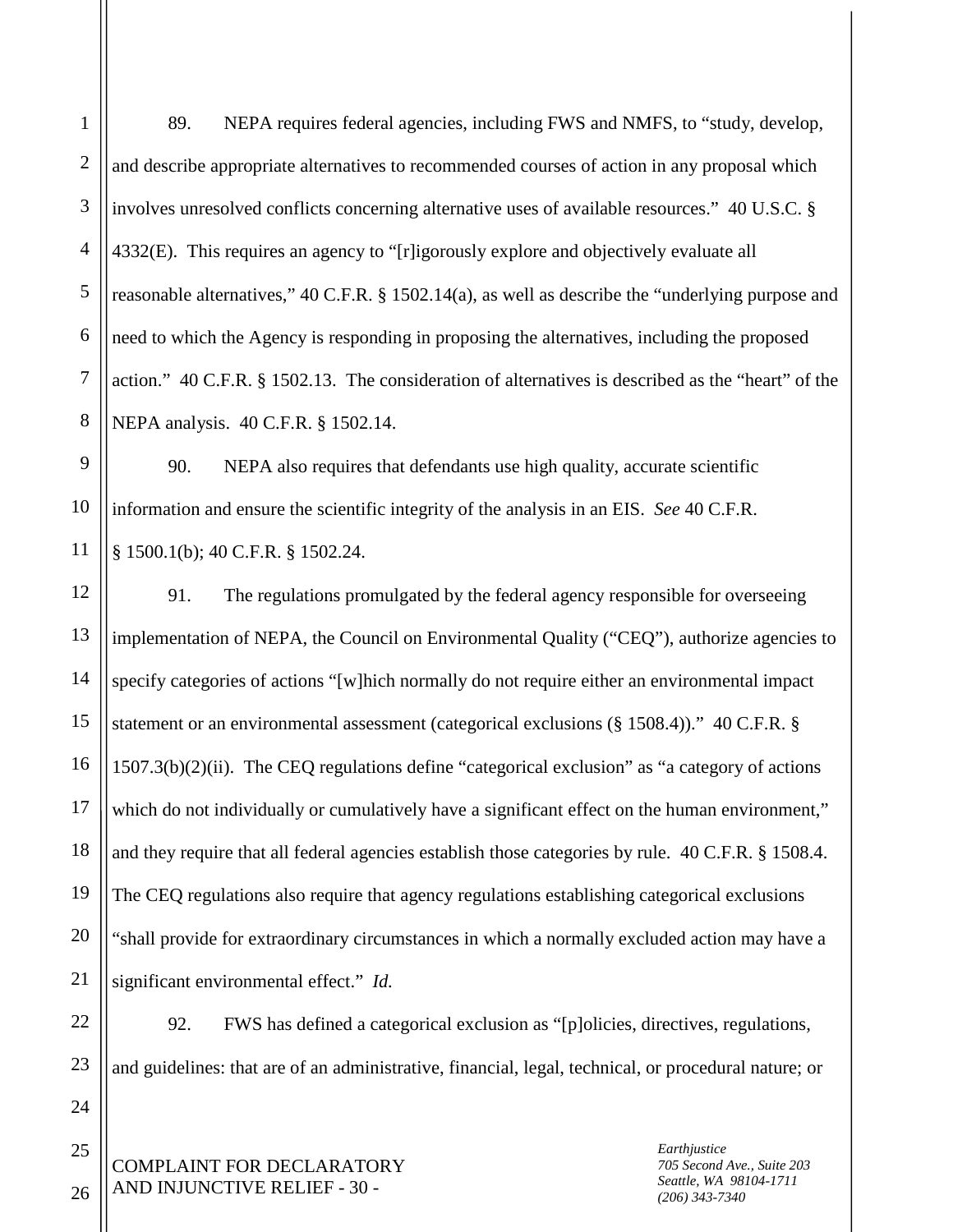89. NEPA requires federal agencies, including FWS and NMFS, to "study, develop, and describe appropriate alternatives to recommended courses of action in any proposal which involves unresolved conflicts concerning alternative uses of available resources." 40 U.S.C. § 4332(E). This requires an agency to "[r]igorously explore and objectively evaluate all reasonable alternatives," 40 C.F.R. § 1502.14(a), as well as describe the "underlying purpose and need to which the Agency is responding in proposing the alternatives, including the proposed action." 40 C.F.R. § 1502.13. The consideration of alternatives is described as the "heart" of the NEPA analysis. 40 C.F.R. § 1502.14.

90. NEPA also requires that defendants use high quality, accurate scientific information and ensure the scientific integrity of the analysis in an EIS. *See* 40 C.F.R. § 1500.1(b); 40 C.F.R. § 1502.24.

91. The regulations promulgated by the federal agency responsible for overseeing implementation of NEPA, the Council on Environmental Quality ("CEQ"), authorize agencies to specify categories of actions "[w]hich normally do not require either an environmental impact statement or an environmental assessment (categorical exclusions (§ 1508.4))." 40 C.F.R. § 1507.3(b)(2)(ii). The CEQ regulations define "categorical exclusion" as "a category of actions which do not individually or cumulatively have a significant effect on the human environment," and they require that all federal agencies establish those categories by rule. 40 C.F.R. § 1508.4. The CEQ regulations also require that agency regulations establishing categorical exclusions "shall provide for extraordinary circumstances in which a normally excluded action may have a significant environmental effect." *Id.*

92. FWS has defined a categorical exclusion as "[p]olicies, directives, regulations, and guidelines: that are of an administrative, financial, legal, technical, or procedural nature; or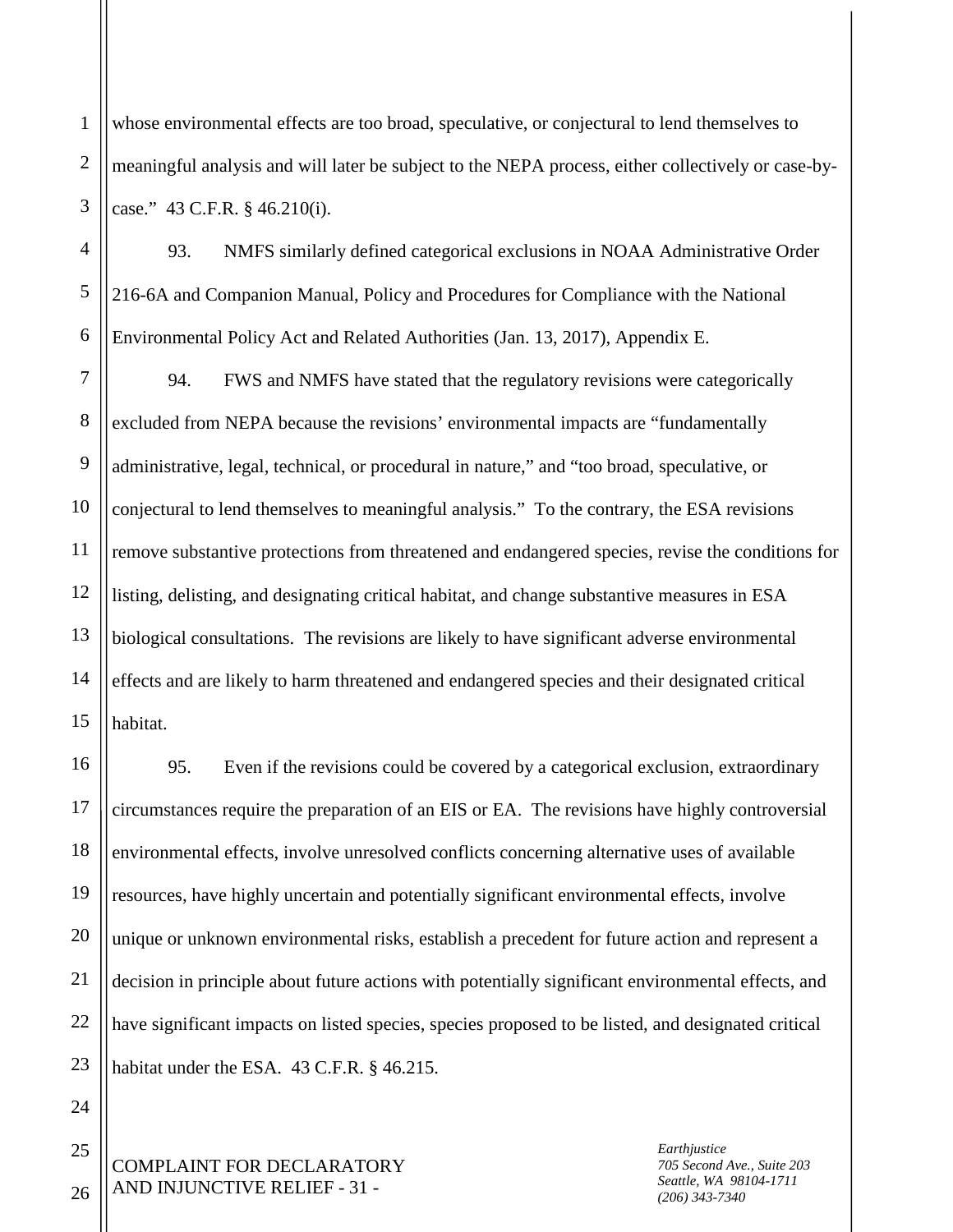whose environmental effects are too broad, speculative, or conjectural to lend themselves to meaningful analysis and will later be subject to the NEPA process, either collectively or case-by-case." 43 C.F.R. § 46.210(i).

93. NMFS similarly defined categorical exclusions in NOAA Administrative Order 216-6A and Companion Manual, Policy and Procedures for Compliance with the National Environmental Policy Act and Related Authorities (Jan. 13, 2017), Appendix E.

94. FWS and NMFS have stated that the regulatory revisions were categorically excluded from NEPA because the revisions' environmental impacts are "fundamentally administrative, legal, technical, or procedural in nature," and "too broad, speculative, or conjectural to lend themselves to meaningful analysis." To the contrary, the ESA revisions remove substantive protections from threatened and endangered species, revise the conditions for listing, delisting, and designating critical habitat, and change substantive measures in ESA biological consultations. The revisions are likely to have significant adverse environmental effects and are likely to harm threatened and endangered species and their designated critical habitat.

95. Even if the revisions could be covered by a categorical exclusion, extraordinary circumstances require the preparation of an EIS or EA. The revisions have highly controversial environmental effects, involve unresolved conflicts concerning alternative uses of available resources, have highly uncertain and potentially significant environmental effects, involve unique or unknown environmental risks, establish a precedent for future action and represent a decision in principle about future actions with potentially significant environmental effects, and have significant impacts on listed species, species proposed to be listed, and designated critical habitat under the ESA. 43 C.F.R. § 46.215.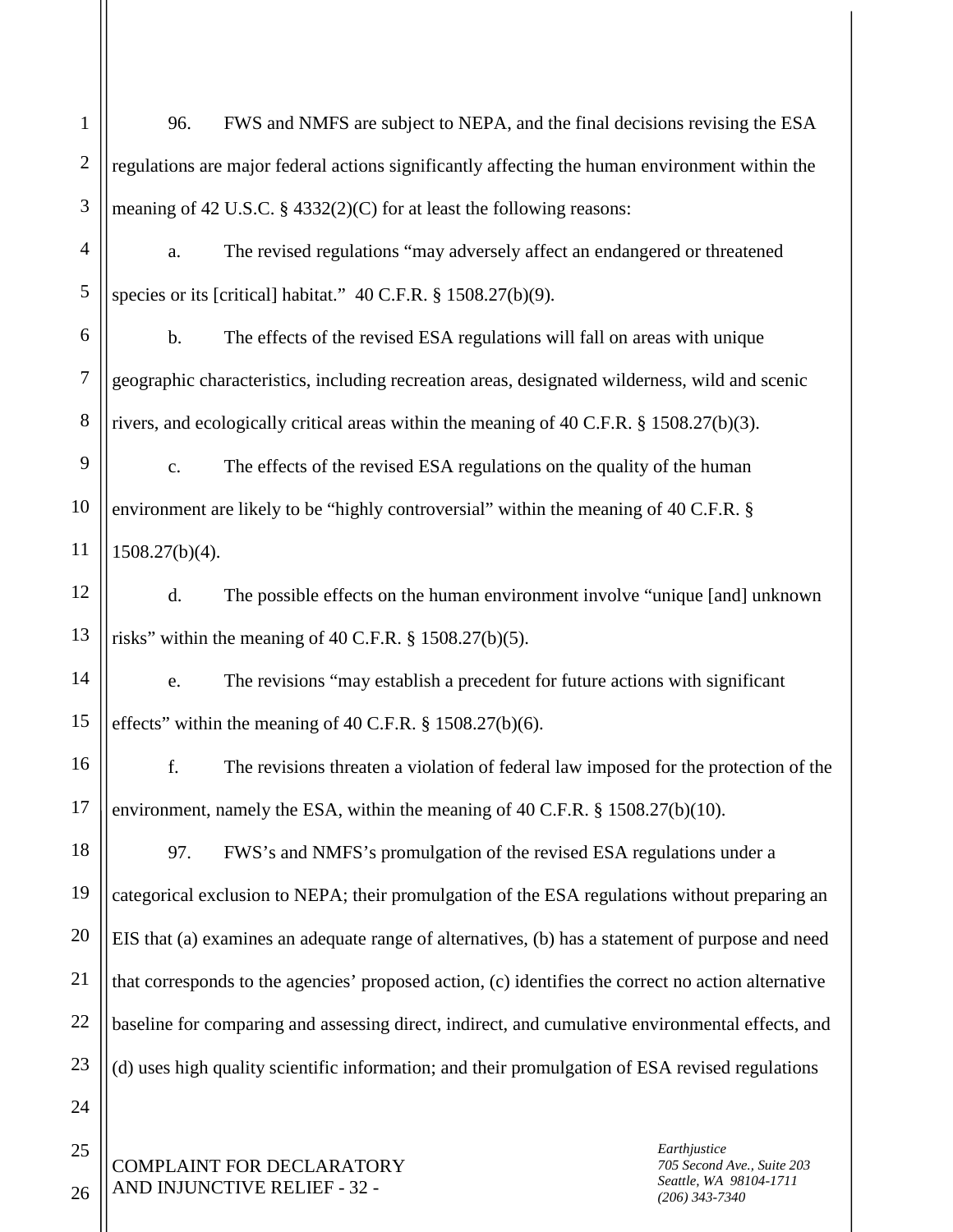96. FWS and NMFS are subject to NEPA, and the final decisions revising the ESA regulations are major federal actions significantly affecting the human environment within the meaning of 42 U.S.C. § 4332(2)(C) for at least the following reasons:

a. The revised regulations "may adversely affect an endangered or threatened species or its [critical] habitat." 40 C.F.R. § 1508.27(b)(9).

b. The effects of the revised ESA regulations will fall on areas with unique geographic characteristics, including recreation areas, designated wilderness, wild and scenic rivers, and ecologically critical areas within the meaning of 40 C.F.R. § 1508.27(b)(3).

c. The effects of the revised ESA regulations on the quality of the human environment are likely to be "highly controversial" within the meaning of 40 C.F.R. § 1508.27(b)(4).

d. The possible effects on the human environment involve "unique [and] unknown risks" within the meaning of 40 C.F.R. § 1508.27(b)(5).

e. The revisions "may establish a precedent for future actions with significant effects" within the meaning of 40 C.F.R. § 1508.27(b)(6).

f. The revisions threaten a violation of federal law imposed for the protection of the environment, namely the ESA, within the meaning of 40 C.F.R. § 1508.27(b)(10).

97. FWS's and NMFS's promulgation of the revised ESA regulations under a categorical exclusion to NEPA; their promulgation of the ESA regulations without preparing an EIS that (a) examines an adequate range of alternatives, (b) has a statement of purpose and need that corresponds to the agencies' proposed action, (c) identifies the correct no action alternative baseline for comparing and assessing direct, indirect, and cumulative environmental effects, and (d) uses high quality scientific information; and their promulgation of ESA revised regulations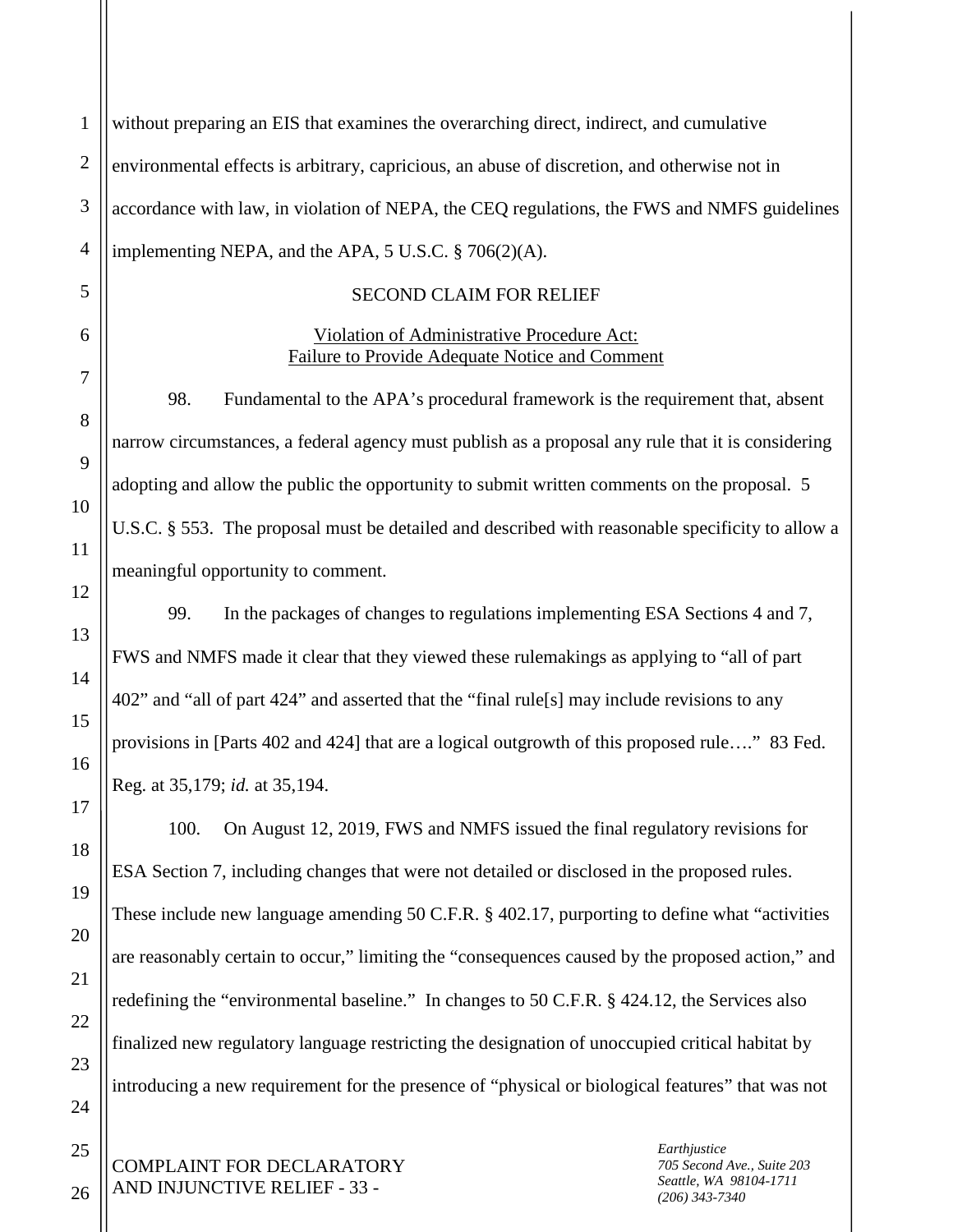without preparing an EIS that examines the overarching direct, indirect, and cumulative environmental effects is arbitrary, capricious, an abuse of discretion, and otherwise not in accordance with law, in violation of NEPA, the CEQ regulations, the FWS and NMFS guidelines implementing NEPA, and the APA, 5 U.S.C. § 706(2)(A).

## SECOND CLAIM FOR RELIEF

### Violation of Administrative Procedure Act: Failure to Provide Adequate Notice and Comment

98. Fundamental to the APA's procedural framework is the requirement that, absent narrow circumstances, a federal agency must publish as a proposal any rule that it is considering adopting and allow the public the opportunity to submit written comments on the proposal. 5 U.S.C. § 553. The proposal must be detailed and described with reasonable specificity to allow a meaningful opportunity to comment.

99. In the packages of changes to regulations implementing ESA Sections 4 and 7, FWS and NMFS made it clear that they viewed these rulemakings as applying to "all of part 402" and "all of part 424" and asserted that the "final rule[s] may include revisions to any provisions in [Parts 402 and 424] that are a logical outgrowth of this proposed rule…." 83 Fed. Reg. at 35,179; *id.* at 35,194.

100. On August 12, 2019, FWS and NMFS issued the final regulatory revisions for ESA Section 7, including changes that were not detailed or disclosed in the proposed rules. These include new language amending 50 C.F.R. § 402.17, purporting to define what "activities are reasonably certain to occur," limiting the "consequences caused by the proposed action," and redefining the "environmental baseline." In changes to 50 C.F.R. § 424.12, the Services also finalized new regulatory language restricting the designation of unoccupied critical habitat by introducing a new requirement for the presence of "physical or biological features" that was not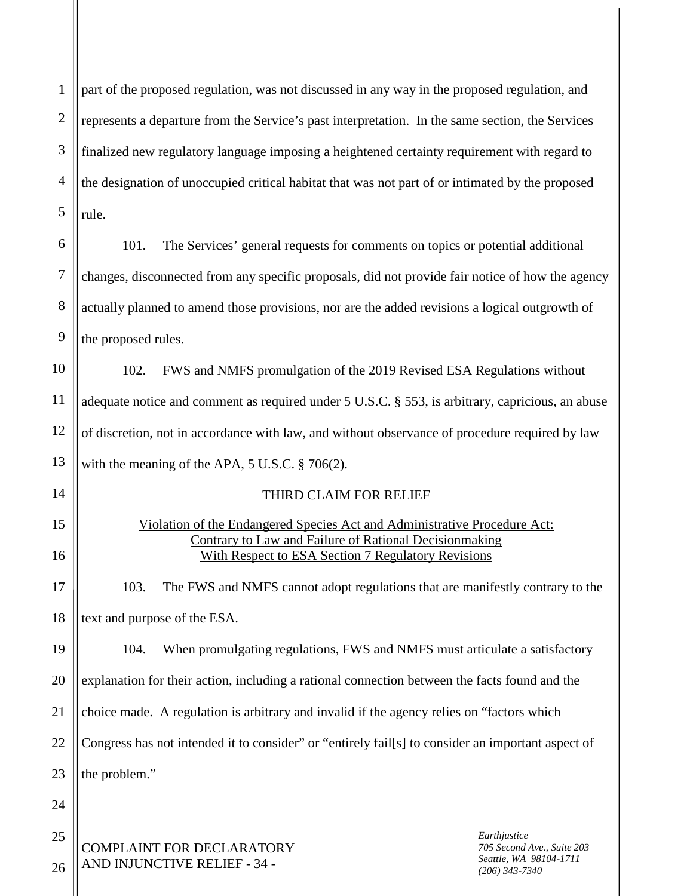part of the proposed regulation, was not discussed in any way in the proposed regulation, and represents a departure from the Service's past interpretation. In the same section, the Services finalized new regulatory language imposing a heightened certainty requirement with regard to the designation of unoccupied critical habitat that was not part of or intimated by the proposed rule.

101. The Services' general requests for comments on topics or potential additional changes, disconnected from any specific proposals, did not provide fair notice of how the agency actually planned to amend those provisions, nor are the added revisions a logical outgrowth of the proposed rules.

102. FWS and NMFS promulgation of the 2019 Revised ESA Regulations without adequate notice and comment as required under 5 U.S.C. § 553, is arbitrary, capricious, an abuse of discretion, not in accordance with law, and without observance of procedure required by law with the meaning of the APA, 5 U.S.C. § 706(2).

## THIRD CLAIM FOR RELIEF

<u>Violation of the Endangered Species Act and Administrative Procedure Act: Contrary to Law and Failure of Rational Decisionmaking With Respect to ESA Section 7 Regulatory Revisions</u>

103. The FWS and NMFS cannot adopt regulations that are manifestly contrary to the text and purpose of the ESA.

104. When promulgating regulations, FWS and NMFS must articulate a satisfactory explanation for their action, including a rational connection between the facts found and the choice made. A regulation is arbitrary and invalid if the agency relies on "factors which Congress has not intended it to consider" or "entirely fail[s] to consider an important aspect of the problem."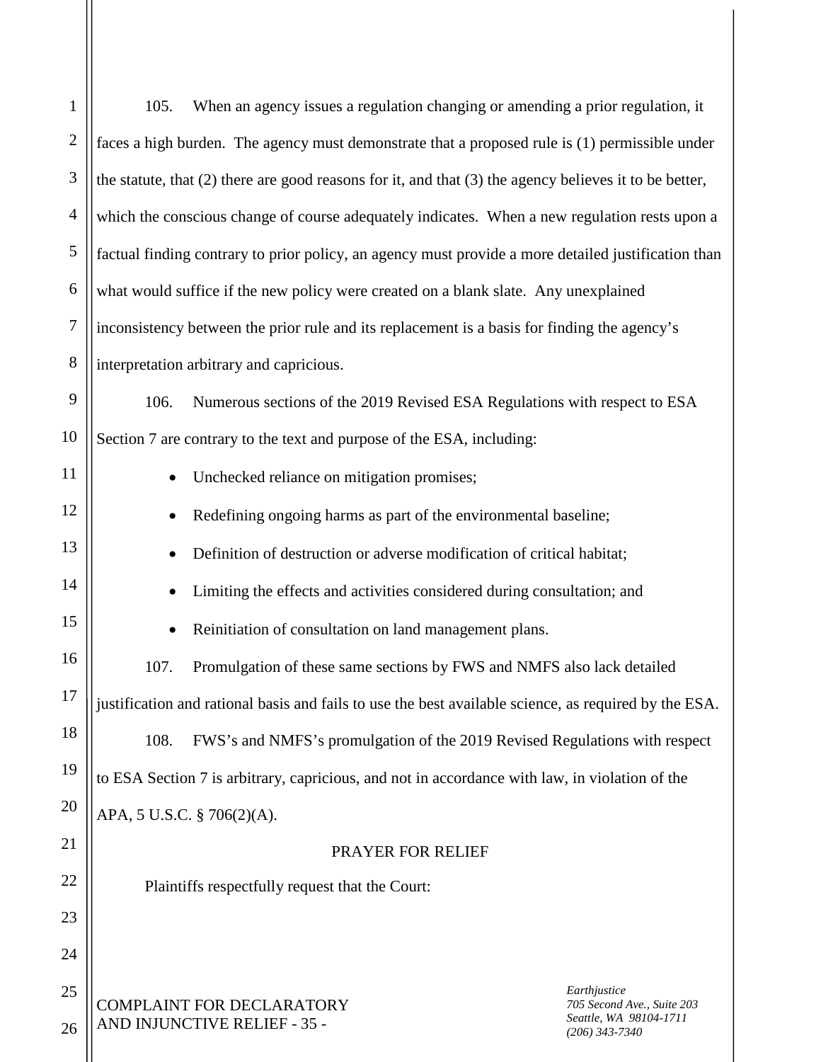105. When an agency issues a regulation changing or amending a prior regulation, it faces a high burden. The agency must demonstrate that a proposed rule is (1) permissible under the statute, that (2) there are good reasons for it, and that (3) the agency believes it to be better, which the conscious change of course adequately indicates. When a new regulation rests upon a factual finding contrary to prior policy, an agency must provide a more detailed justification than what would suffice if the new policy were created on a blank slate. Any unexplained inconsistency between the prior rule and its replacement is a basis for finding the agency's interpretation arbitrary and capricious.

106. Numerous sections of the 2019 Revised ESA Regulations with respect to ESA Section 7 are contrary to the text and purpose of the ESA, including:

- Unchecked reliance on mitigation promises;
- Redefining ongoing harms as part of the environmental baseline;
- Definition of destruction or adverse modification of critical habitat;
- Limiting the effects and activities considered during consultation; and
- Reinitiation of consultation on land management plans.

107. Promulgation of these same sections by FWS and NMFS also lack detailed justification and rational basis and fails to use the best available science, as required by the ESA.

108. FWS's and NMFS's promulgation of the 2019 Revised Regulations with respect to ESA Section 7 is arbitrary, capricious, and not in accordance with law, in violation of the APA, 5 U.S.C. § 706(2)(A).

## PRAYER FOR RELIEF

Plaintiffs respectfully request that the Court: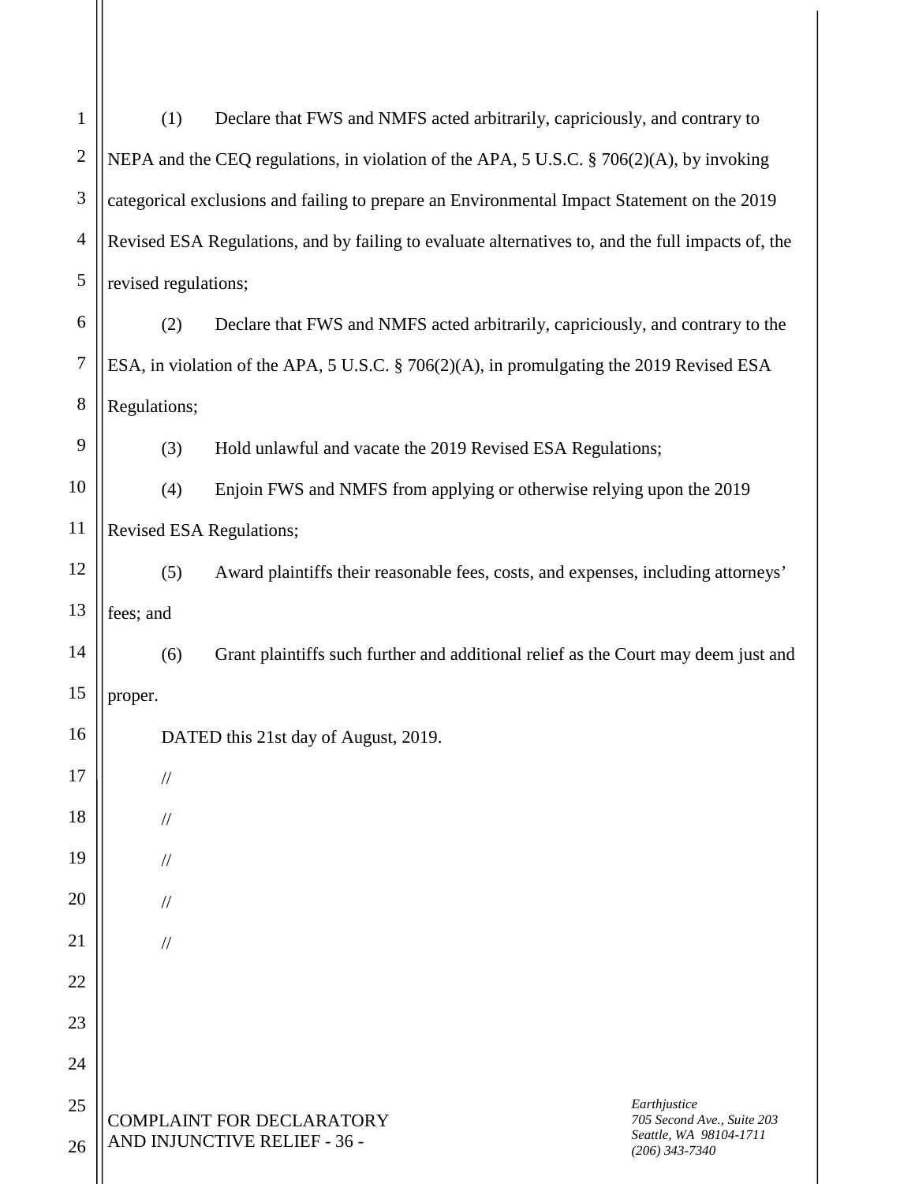(1) Declare that FWS and NMFS acted arbitrarily, capriciously, and contrary to NEPA and the CEQ regulations, in violation of the APA, 5 U.S.C. § 706(2)(A), by invoking categorical exclusions and failing to prepare an Environmental Impact Statement on the 2019 Revised ESA Regulations, and by failing to evaluate alternatives to, and the full impacts of, the revised regulations;

(2) Declare that FWS and NMFS acted arbitrarily, capriciously, and contrary to the ESA, in violation of the APA, 5 U.S.C. § 706(2)(A), in promulgating the 2019 Revised ESA Regulations;

(3) Hold unlawful and vacate the 2019 Revised ESA Regulations;

(4) Enjoin FWS and NMFS from applying or otherwise relying upon the 2019 Revised ESA Regulations;

(5) Award plaintiffs their reasonable fees, costs, and expenses, including attorneys' fees; and

(6) Grant plaintiffs such further and additional relief as the Court may deem just and proper.

DATED this 21st day of August, 2019.

//

//

//

//

//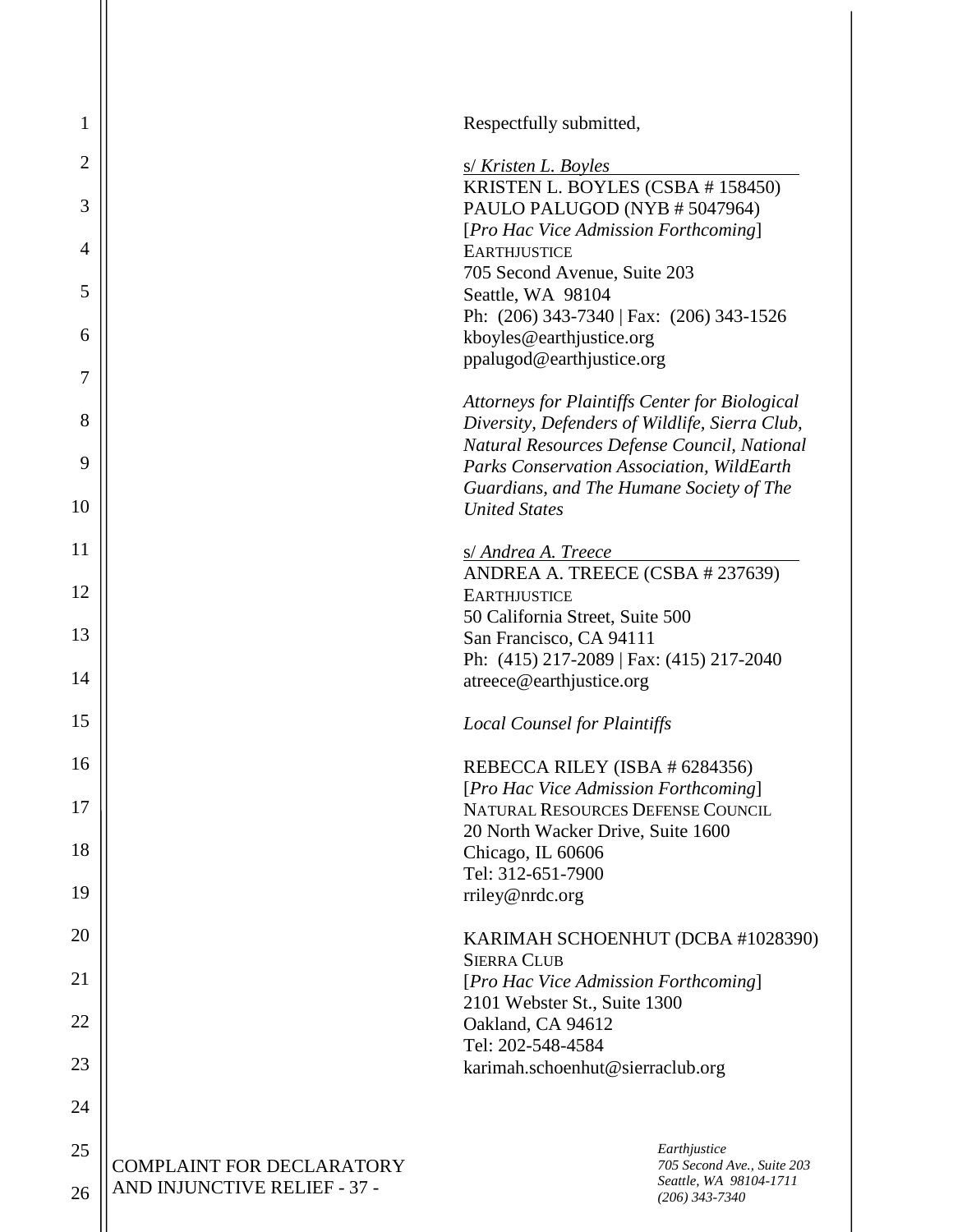Respectfully submitted,

s/ *Kristen L. Boyles*
KRISTEN L. BOYLES (CSBA # 158450)
PAULO PALUGOD (NYB # 5047964)
[*Pro Hac Vice Admission Forthcoming*]
EARTHJUSTICE
705 Second Avenue, Suite 203
Seattle, WA 98104
Ph: (206) 343-7340 | Fax: (206) 343-1526
kboyles@earthjustice.org
ppalugod@earthjustice.org

*Attorneys for Plaintiffs Center for Biological Diversity, Defenders of Wildlife, Sierra Club, Natural Resources Defense Council, National Parks Conservation Association, WildEarth Guardians, and The Humane Society of The United States*

s/ *Andrea A. Treece*
ANDREA A. TREECE (CSBA # 237639)
EARTHJUSTICE
50 California Street, Suite 500
San Francisco, CA 94111
Ph: (415) 217-2089 | Fax: (415) 217-2040
atreece@earthjustice.org

*Local Counsel for Plaintiffs*

REBECCA RILEY (ISBA # 6284356)
[*Pro Hac Vice Admission Forthcoming*]
NATURAL RESOURCES DEFENSE COUNCIL
20 North Wacker Drive, Suite 1600
Chicago, IL 60606
Tel: 312-651-7900
rriley@nrdc.org

KARIMAH SCHOENHUT (DCBA #1028390)
SIERRA CLUB
[*Pro Hac Vice Admission Forthcoming*]
2101 Webster St., Suite 1300
Oakland, CA 94612
Tel: 202-548-4584
karimah.schoenhut@sierraclub.org